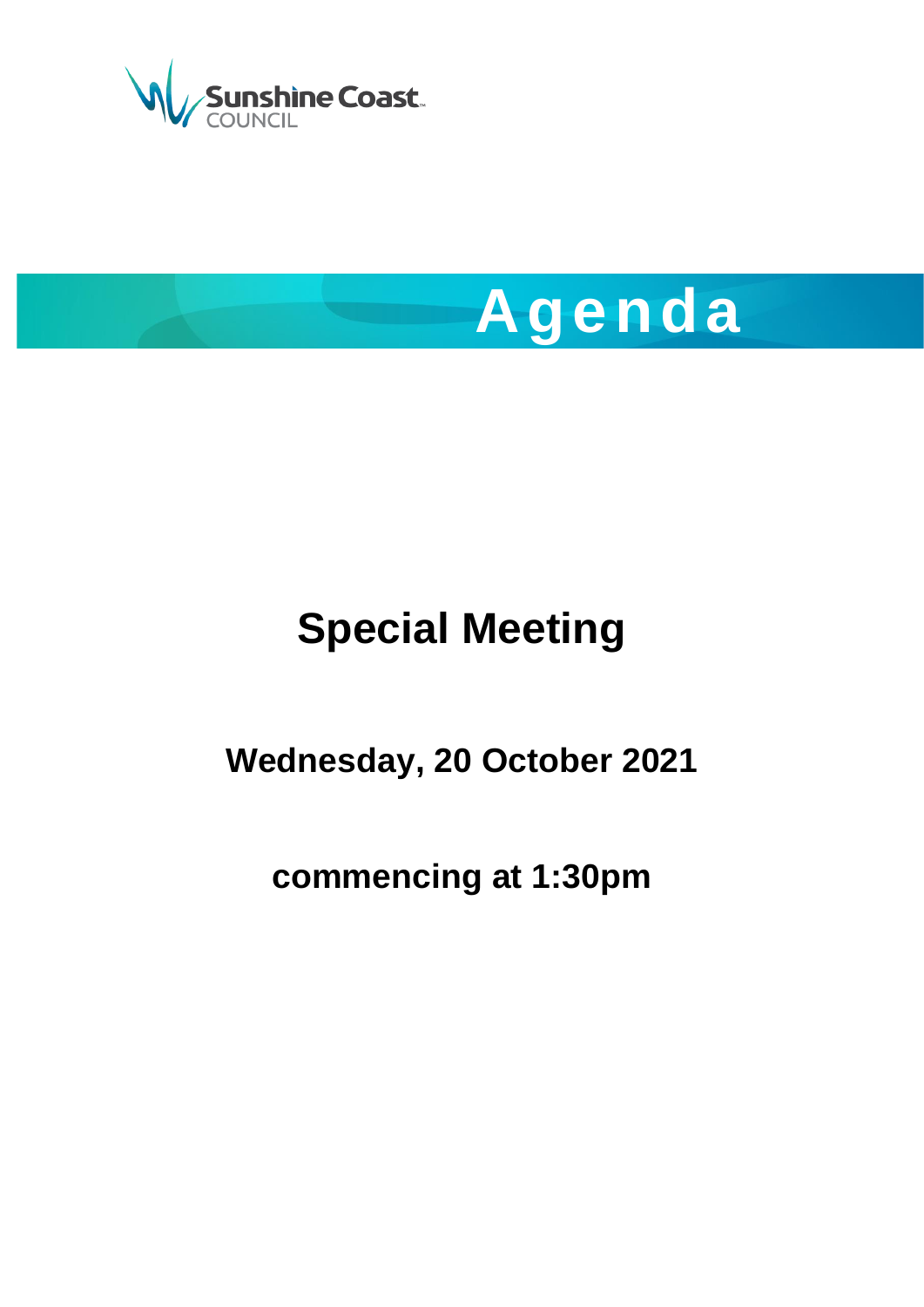Sunshine Coast COUNCIL

# Agenda

## Special Meeting

### Wednesday, 20 October 2021

### commencing at 1:30pm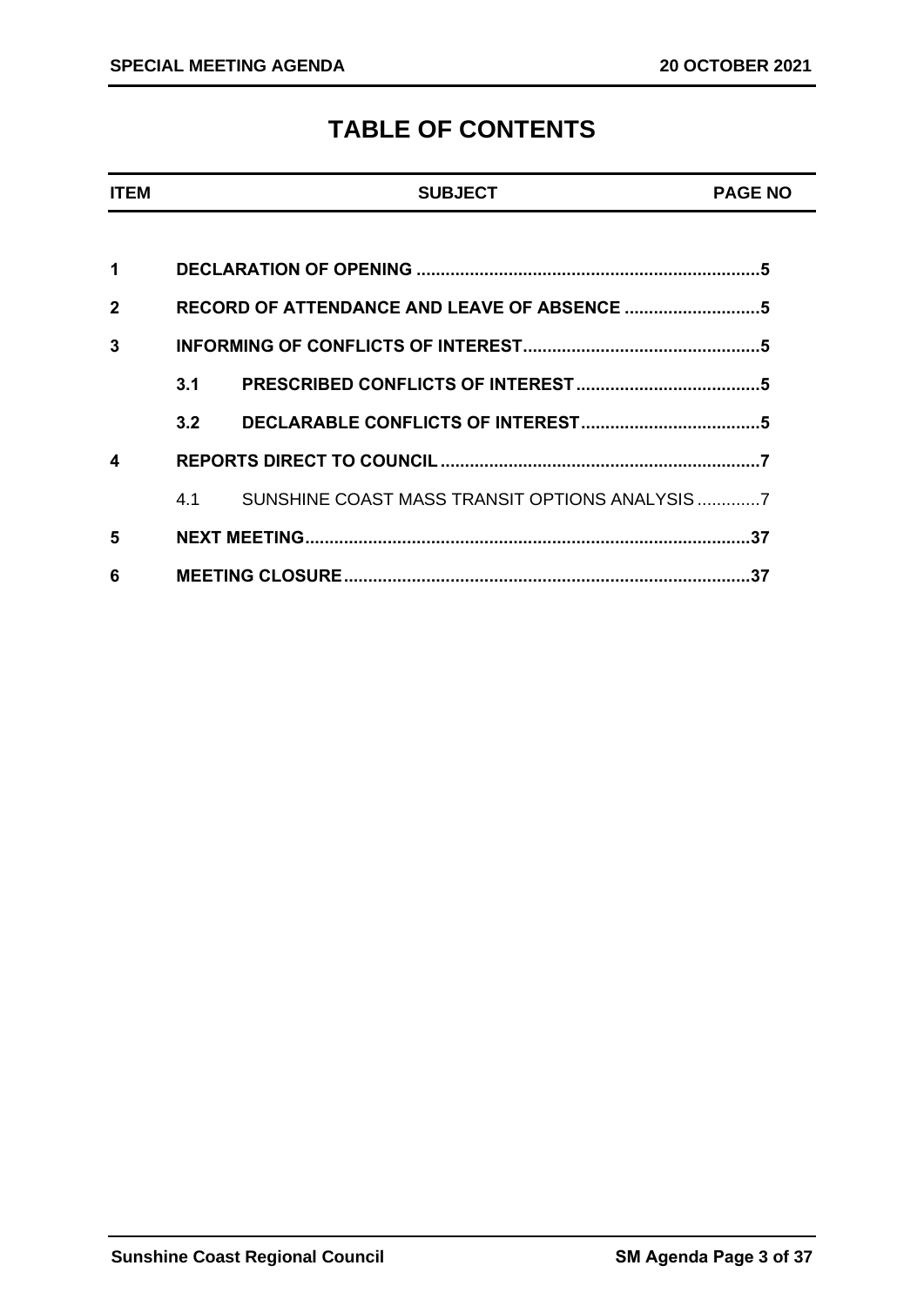# TABLE OF CONTENTS

| ITEM | | SUBJECT | PAGE NO |
|---|---|---|---|
| **1** | | **DECLARATION OF OPENING** | **5** |
| **2** | | **RECORD OF ATTENDANCE AND LEAVE OF ABSENCE** | **5** |
| **3** | | **INFORMING OF CONFLICTS OF INTEREST** | **5** |
| | **3.1** | **PRESCRIBED CONFLICTS OF INTEREST** | **5** |
| | **3.2** | **DECLARABLE CONFLICTS OF INTEREST** | **5** |
| **4** | | **REPORTS DIRECT TO COUNCIL** | **7** |
| | 4.1 | SUNSHINE COAST MASS TRANSIT OPTIONS ANALYSIS | 7 |
| **5** | | **NEXT MEETING** | **37** |
| **6** | | **MEETING CLOSURE** | **37** |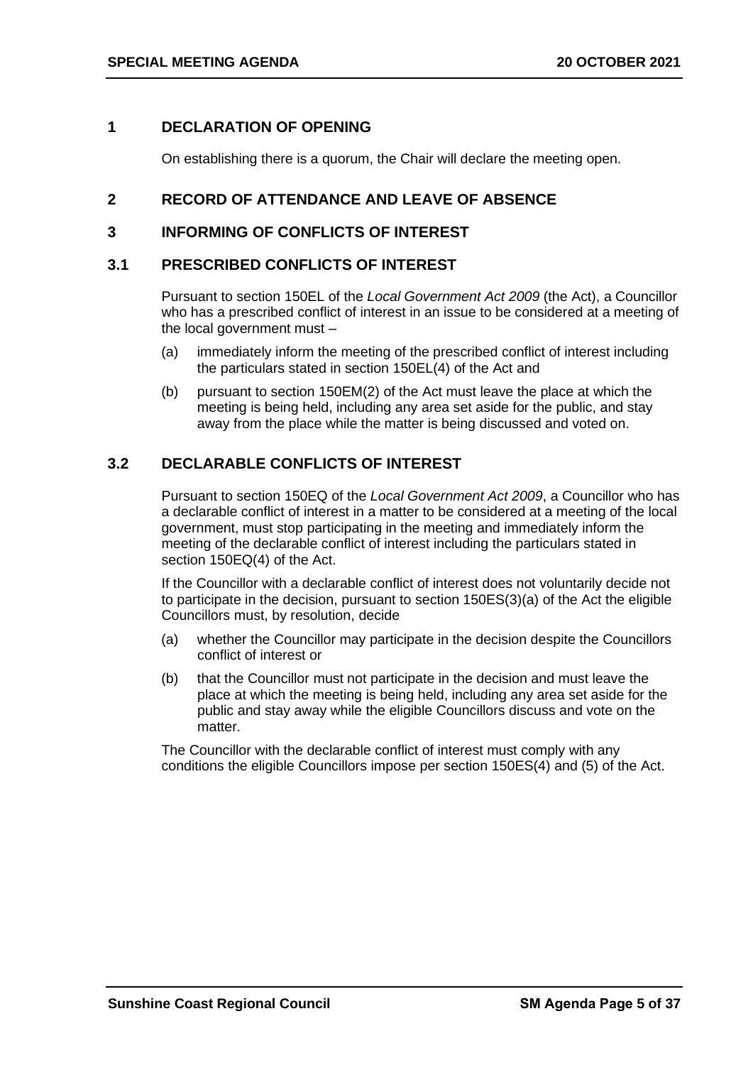## 1 DECLARATION OF OPENING

On establishing there is a quorum, the Chair will declare the meeting open.

## 2 RECORD OF ATTENDANCE AND LEAVE OF ABSENCE

## 3 INFORMING OF CONFLICTS OF INTEREST

### 3.1 PRESCRIBED CONFLICTS OF INTEREST

Pursuant to section 150EL of the *Local Government Act 2009* (the Act), a Councillor who has a prescribed conflict of interest in an issue to be considered at a meeting of the local government must –

(a) immediately inform the meeting of the prescribed conflict of interest including the particulars stated in section 150EL(4) of the Act and

(b) pursuant to section 150EM(2) of the Act must leave the place at which the meeting is being held, including any area set aside for the public, and stay away from the place while the matter is being discussed and voted on.

### 3.2 DECLARABLE CONFLICTS OF INTEREST

Pursuant to section 150EQ of the *Local Government Act 2009*, a Councillor who has a declarable conflict of interest in a matter to be considered at a meeting of the local government, must stop participating in the meeting and immediately inform the meeting of the declarable conflict of interest including the particulars stated in section 150EQ(4) of the Act.

If the Councillor with a declarable conflict of interest does not voluntarily decide not to participate in the decision, pursuant to section 150ES(3)(a) of the Act the eligible Councillors must, by resolution, decide

(a) whether the Councillor may participate in the decision despite the Councillors conflict of interest or

(b) that the Councillor must not participate in the decision and must leave the place at which the meeting is being held, including any area set aside for the public and stay away while the eligible Councillors discuss and vote on the matter.

The Councillor with the declarable conflict of interest must comply with any conditions the eligible Councillors impose per section 150ES(4) and (5) of the Act.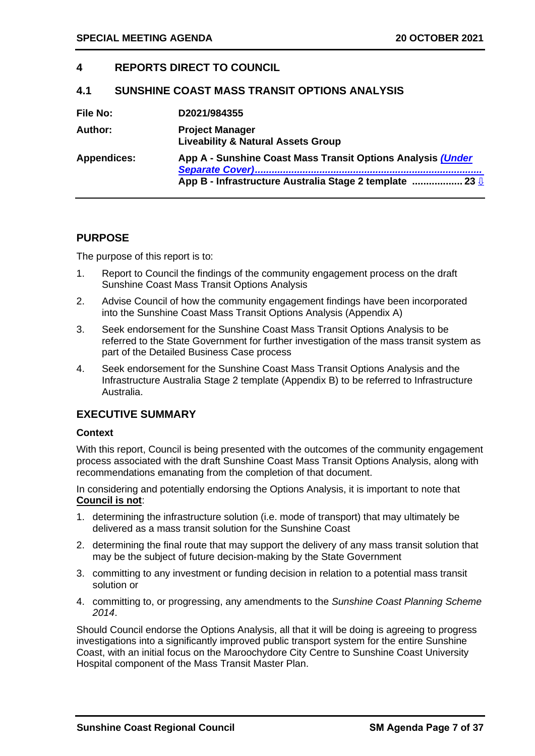## 4 REPORTS DIRECT TO COUNCIL

### 4.1 SUNSHINE COAST MASS TRANSIT OPTIONS ANALYSIS

| | |
|---|---|
| **File No:** | **D2021/984355** |
| **Author:** | **Project Manager**<br>**Liveability & Natural Assets Group** |
| **Appendices:** | **App A - Sunshine Coast Mass Transit Options Analysis *(Under Separate Cover)*...........................................................................**<br>**App B - Infrastructure Australia Stage 2 template .................. 23 ⇩** |

### PURPOSE

The purpose of this report is to:

1. Report to Council the findings of the community engagement process on the draft Sunshine Coast Mass Transit Options Analysis
2. Advise Council of how the community engagement findings have been incorporated into the Sunshine Coast Mass Transit Options Analysis (Appendix A)
3. Seek endorsement for the Sunshine Coast Mass Transit Options Analysis to be referred to the State Government for further investigation of the mass transit system as part of the Detailed Business Case process
4. Seek endorsement for the Sunshine Coast Mass Transit Options Analysis and the Infrastructure Australia Stage 2 template (Appendix B) to be referred to Infrastructure Australia.

### EXECUTIVE SUMMARY

**Context**

With this report, Council is being presented with the outcomes of the community engagement process associated with the draft Sunshine Coast Mass Transit Options Analysis, along with recommendations emanating from the completion of that document.

In considering and potentially endorsing the Options Analysis, it is important to note that **<u>Council is not</u>**:

1. determining the infrastructure solution (i.e. mode of transport) that may ultimately be delivered as a mass transit solution for the Sunshine Coast
2. determining the final route that may support the delivery of any mass transit solution that may be the subject of future decision-making by the State Government
3. committing to any investment or funding decision in relation to a potential mass transit solution or
4. committing to, or progressing, any amendments to the *Sunshine Coast Planning Scheme 2014*.

Should Council endorse the Options Analysis, all that it will be doing is agreeing to progress investigations into a significantly improved public transport system for the entire Sunshine Coast, with an initial focus on the Maroochydore City Centre to Sunshine Coast University Hospital component of the Mass Transit Master Plan.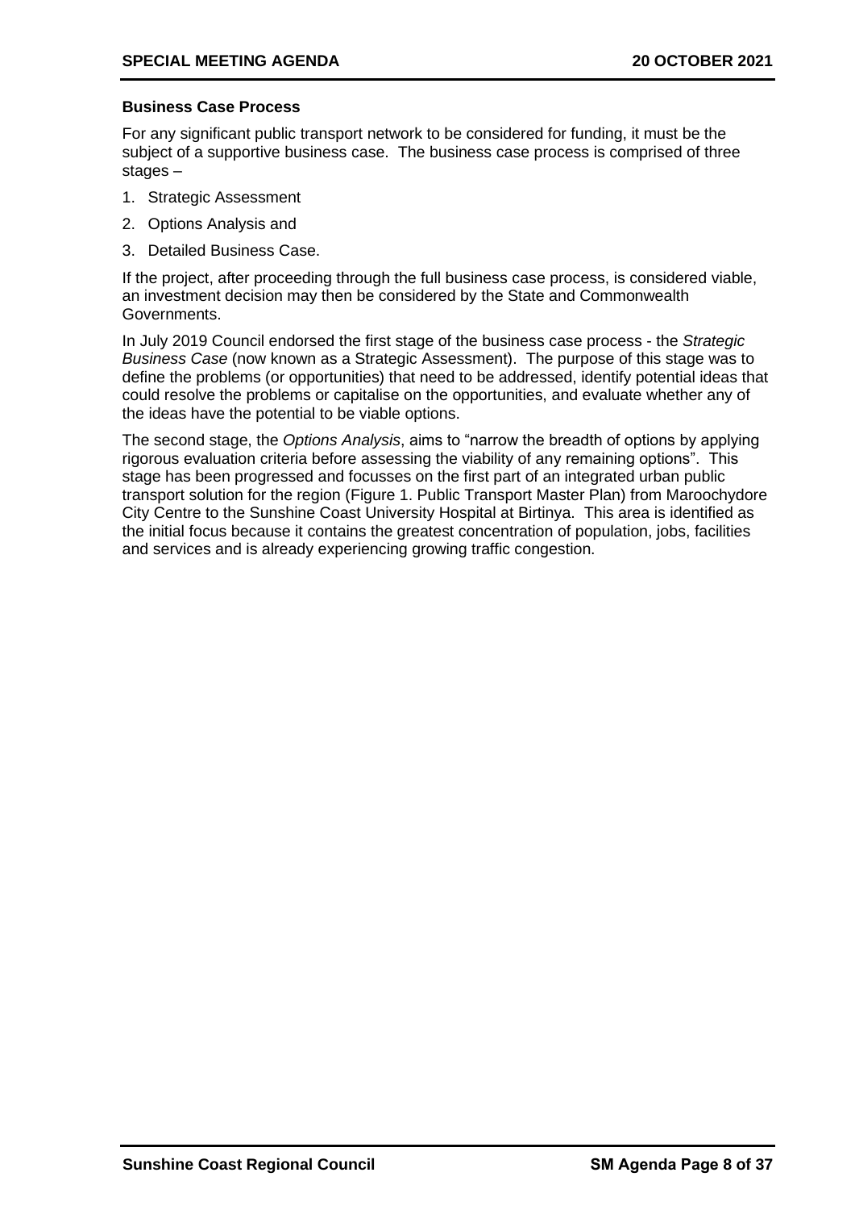### Business Case Process

For any significant public transport network to be considered for funding, it must be the subject of a supportive business case. The business case process is comprised of three stages –

1. Strategic Assessment
2. Options Analysis and
3. Detailed Business Case.

If the project, after proceeding through the full business case process, is considered viable, an investment decision may then be considered by the State and Commonwealth Governments.

In July 2019 Council endorsed the first stage of the business case process - the *Strategic Business Case* (now known as a Strategic Assessment). The purpose of this stage was to define the problems (or opportunities) that need to be addressed, identify potential ideas that could resolve the problems or capitalise on the opportunities, and evaluate whether any of the ideas have the potential to be viable options.

The second stage, the *Options Analysis*, aims to "narrow the breadth of options by applying rigorous evaluation criteria before assessing the viability of any remaining options". This stage has been progressed and focusses on the first part of an integrated urban public transport solution for the region (Figure 1. Public Transport Master Plan) from Maroochydore City Centre to the Sunshine Coast University Hospital at Birtinya. This area is identified as the initial focus because it contains the greatest concentration of population, jobs, facilities and services and is already experiencing growing traffic congestion.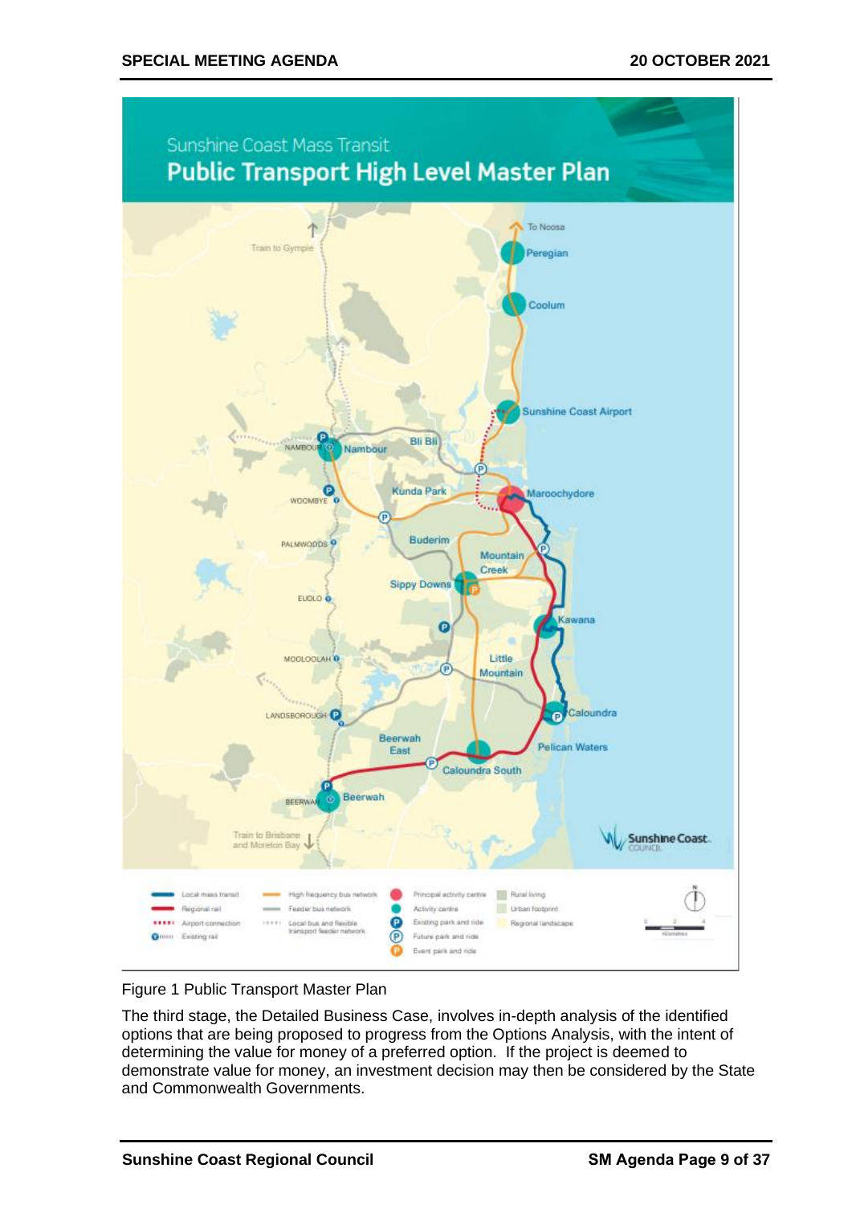Figure 1 Public Transport Master Plan

The third stage, the Detailed Business Case, involves in-depth analysis of the identified options that are being proposed to progress from the Options Analysis, with the intent of determining the value for money of a preferred option. If the project is deemed to demonstrate value for money, an investment decision may then be considered by the State and Commonwealth Governments.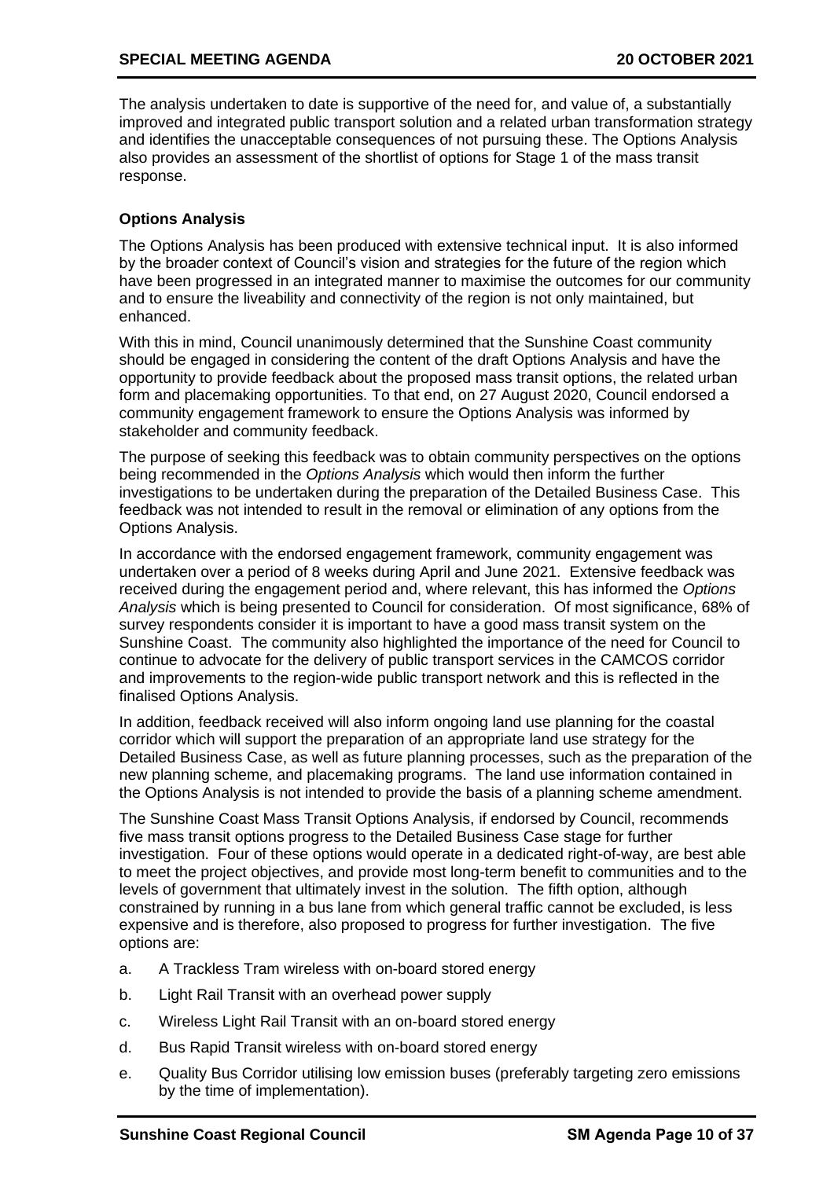The analysis undertaken to date is supportive of the need for, and value of, a substantially improved and integrated public transport solution and a related urban transformation strategy and identifies the unacceptable consequences of not pursuing these. The Options Analysis also provides an assessment of the shortlist of options for Stage 1 of the mass transit response.

**Options Analysis**

The Options Analysis has been produced with extensive technical input. It is also informed by the broader context of Council's vision and strategies for the future of the region which have been progressed in an integrated manner to maximise the outcomes for our community and to ensure the liveability and connectivity of the region is not only maintained, but enhanced.

With this in mind, Council unanimously determined that the Sunshine Coast community should be engaged in considering the content of the draft Options Analysis and have the opportunity to provide feedback about the proposed mass transit options, the related urban form and placemaking opportunities. To that end, on 27 August 2020, Council endorsed a community engagement framework to ensure the Options Analysis was informed by stakeholder and community feedback.

The purpose of seeking this feedback was to obtain community perspectives on the options being recommended in the *Options Analysis* which would then inform the further investigations to be undertaken during the preparation of the Detailed Business Case. This feedback was not intended to result in the removal or elimination of any options from the Options Analysis.

In accordance with the endorsed engagement framework, community engagement was undertaken over a period of 8 weeks during April and June 2021. Extensive feedback was received during the engagement period and, where relevant, this has informed the *Options Analysis* which is being presented to Council for consideration. Of most significance, 68% of survey respondents consider it is important to have a good mass transit system on the Sunshine Coast. The community also highlighted the importance of the need for Council to continue to advocate for the delivery of public transport services in the CAMCOS corridor and improvements to the region-wide public transport network and this is reflected in the finalised Options Analysis.

In addition, feedback received will also inform ongoing land use planning for the coastal corridor which will support the preparation of an appropriate land use strategy for the Detailed Business Case, as well as future planning processes, such as the preparation of the new planning scheme, and placemaking programs. The land use information contained in the Options Analysis is not intended to provide the basis of a planning scheme amendment.

The Sunshine Coast Mass Transit Options Analysis, if endorsed by Council, recommends five mass transit options progress to the Detailed Business Case stage for further investigation. Four of these options would operate in a dedicated right-of-way, are best able to meet the project objectives, and provide most long-term benefit to communities and to the levels of government that ultimately invest in the solution. The fifth option, although constrained by running in a bus lane from which general traffic cannot be excluded, is less expensive and is therefore, also proposed to progress for further investigation. The five options are:

a. A Trackless Tram wireless with on-board stored energy

b. Light Rail Transit with an overhead power supply

c. Wireless Light Rail Transit with an on-board stored energy

d. Bus Rapid Transit wireless with on-board stored energy

e. Quality Bus Corridor utilising low emission buses (preferably targeting zero emissions by the time of implementation).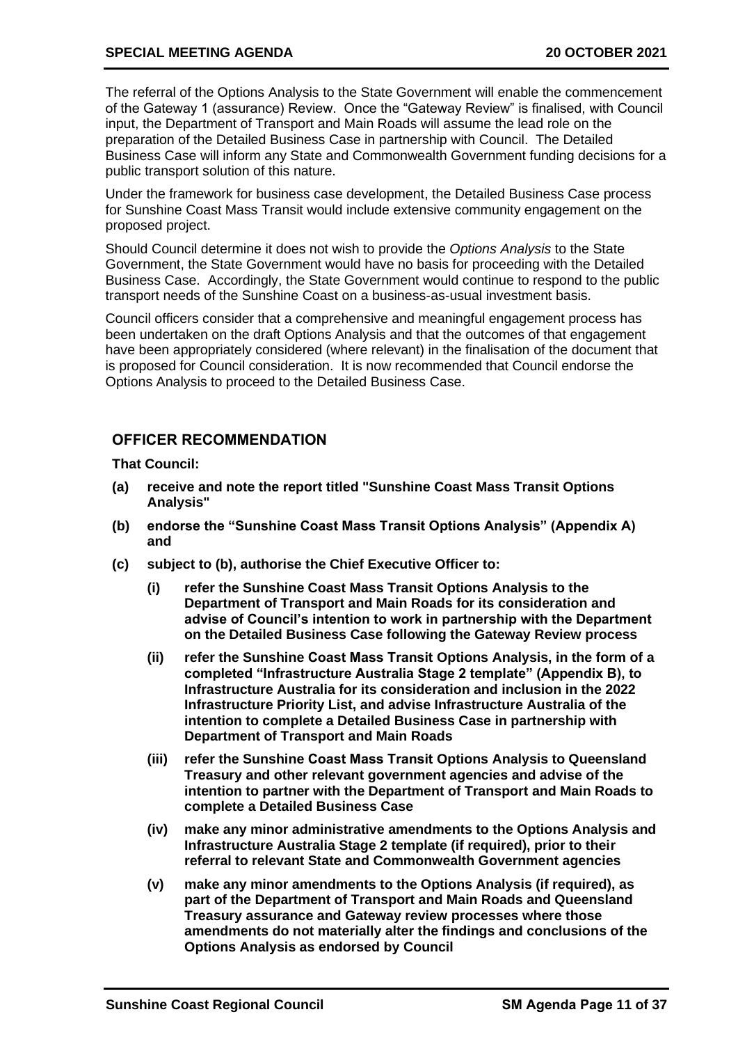The referral of the Options Analysis to the State Government will enable the commencement of the Gateway 1 (assurance) Review. Once the "Gateway Review" is finalised, with Council input, the Department of Transport and Main Roads will assume the lead role on the preparation of the Detailed Business Case in partnership with Council. The Detailed Business Case will inform any State and Commonwealth Government funding decisions for a public transport solution of this nature.

Under the framework for business case development, the Detailed Business Case process for Sunshine Coast Mass Transit would include extensive community engagement on the proposed project.

Should Council determine it does not wish to provide the *Options Analysis* to the State Government, the State Government would have no basis for proceeding with the Detailed Business Case. Accordingly, the State Government would continue to respond to the public transport needs of the Sunshine Coast on a business-as-usual investment basis.

Council officers consider that a comprehensive and meaningful engagement process has been undertaken on the draft Options Analysis and that the outcomes of that engagement have been appropriately considered (where relevant) in the finalisation of the document that is proposed for Council consideration. It is now recommended that Council endorse the Options Analysis to proceed to the Detailed Business Case.

## OFFICER RECOMMENDATION

**That Council:**

**(a) receive and note the report titled "Sunshine Coast Mass Transit Options Analysis"**

**(b) endorse the "Sunshine Coast Mass Transit Options Analysis" (Appendix A) and**

**(c) subject to (b), authorise the Chief Executive Officer to:**

**(i) refer the Sunshine Coast Mass Transit Options Analysis to the Department of Transport and Main Roads for its consideration and advise of Council's intention to work in partnership with the Department on the Detailed Business Case following the Gateway Review process**

**(ii) refer the Sunshine Coast Mass Transit Options Analysis, in the form of a completed "Infrastructure Australia Stage 2 template" (Appendix B), to Infrastructure Australia for its consideration and inclusion in the 2022 Infrastructure Priority List, and advise Infrastructure Australia of the intention to complete a Detailed Business Case in partnership with Department of Transport and Main Roads**

**(iii) refer the Sunshine Coast Mass Transit Options Analysis to Queensland Treasury and other relevant government agencies and advise of the intention to partner with the Department of Transport and Main Roads to complete a Detailed Business Case**

**(iv) make any minor administrative amendments to the Options Analysis and Infrastructure Australia Stage 2 template (if required), prior to their referral to relevant State and Commonwealth Government agencies**

**(v) make any minor amendments to the Options Analysis (if required), as part of the Department of Transport and Main Roads and Queensland Treasury assurance and Gateway review processes where those amendments do not materially alter the findings and conclusions of the Options Analysis as endorsed by Council**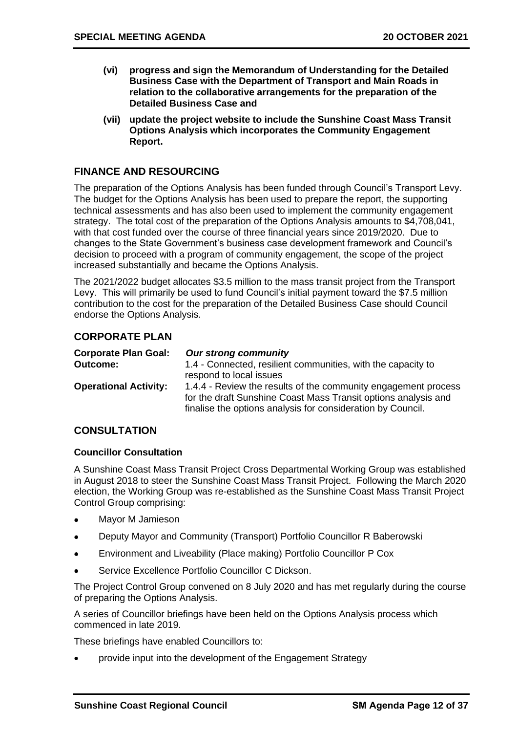**(vi) progress and sign the Memorandum of Understanding for the Detailed Business Case with the Department of Transport and Main Roads in relation to the collaborative arrangements for the preparation of the Detailed Business Case and**

**(vii) update the project website to include the Sunshine Coast Mass Transit Options Analysis which incorporates the Community Engagement Report.**

## FINANCE AND RESOURCING

The preparation of the Options Analysis has been funded through Council's Transport Levy. The budget for the Options Analysis has been used to prepare the report, the supporting technical assessments and has also been used to implement the community engagement strategy. The total cost of the preparation of the Options Analysis amounts to $4,708,041, with that cost funded over the course of three financial years since 2019/2020. Due to changes to the State Government's business case development framework and Council's decision to proceed with a program of community engagement, the scope of the project increased substantially and became the Options Analysis.

The 2021/2022 budget allocates $3.5 million to the mass transit project from the Transport Levy. This will primarily be used to fund Council's initial payment toward the $7.5 million contribution to the cost for the preparation of the Detailed Business Case should Council endorse the Options Analysis.

## CORPORATE PLAN

**Corporate Plan Goal:** ***Our strong community***
**Outcome:** 1.4 - Connected, resilient communities, with the capacity to respond to local issues
**Operational Activity:** 1.4.4 - Review the results of the community engagement process for the draft Sunshine Coast Mass Transit options analysis and finalise the options analysis for consideration by Council.

## CONSULTATION

### Councillor Consultation

A Sunshine Coast Mass Transit Project Cross Departmental Working Group was established in August 2018 to steer the Sunshine Coast Mass Transit Project. Following the March 2020 election, the Working Group was re-established as the Sunshine Coast Mass Transit Project Control Group comprising:

- Mayor M Jamieson
- Deputy Mayor and Community (Transport) Portfolio Councillor R Baberowski
- Environment and Liveability (Place making) Portfolio Councillor P Cox
- Service Excellence Portfolio Councillor C Dickson.

The Project Control Group convened on 8 July 2020 and has met regularly during the course of preparing the Options Analysis.

A series of Councillor briefings have been held on the Options Analysis process which commenced in late 2019.

These briefings have enabled Councillors to:

- provide input into the development of the Engagement Strategy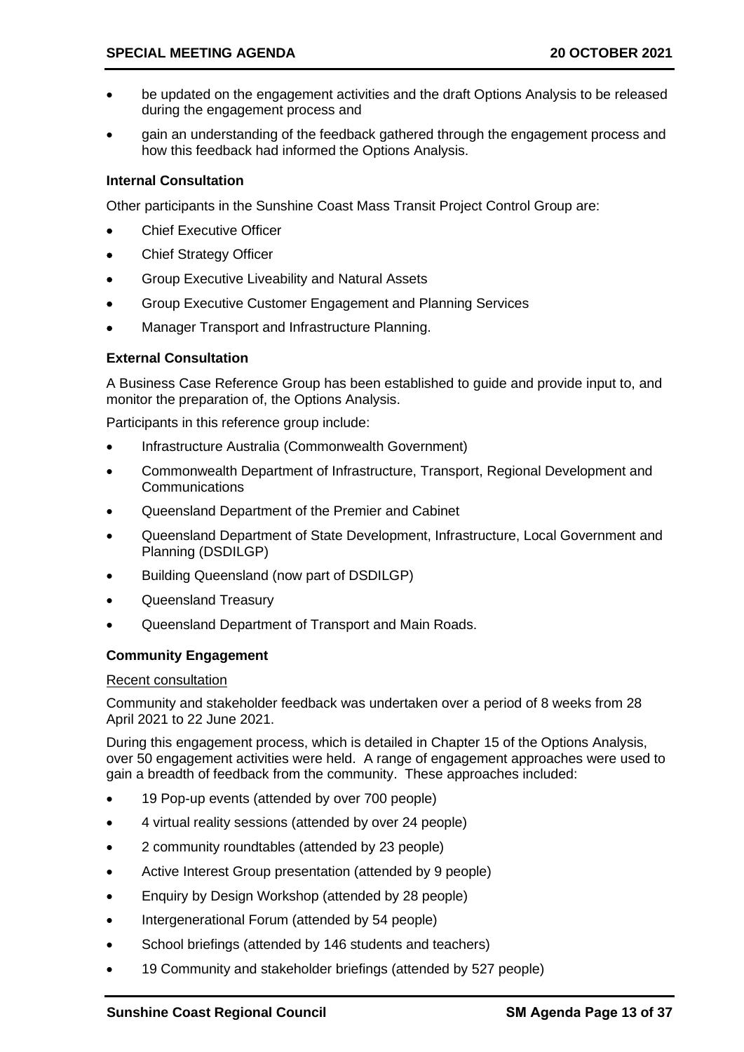- be updated on the engagement activities and the draft Options Analysis to be released during the engagement process and
- gain an understanding of the feedback gathered through the engagement process and how this feedback had informed the Options Analysis.

**Internal Consultation**

Other participants in the Sunshine Coast Mass Transit Project Control Group are:

- Chief Executive Officer
- Chief Strategy Officer
- Group Executive Liveability and Natural Assets
- Group Executive Customer Engagement and Planning Services
- Manager Transport and Infrastructure Planning.

**External Consultation**

A Business Case Reference Group has been established to guide and provide input to, and monitor the preparation of, the Options Analysis.

Participants in this reference group include:

- Infrastructure Australia (Commonwealth Government)
- Commonwealth Department of Infrastructure, Transport, Regional Development and Communications
- Queensland Department of the Premier and Cabinet
- Queensland Department of State Development, Infrastructure, Local Government and Planning (DSDILGP)
- Building Queensland (now part of DSDILGP)
- Queensland Treasury
- Queensland Department of Transport and Main Roads.

**Community Engagement**

Recent consultation

Community and stakeholder feedback was undertaken over a period of 8 weeks from 28 April 2021 to 22 June 2021.

During this engagement process, which is detailed in Chapter 15 of the Options Analysis, over 50 engagement activities were held. A range of engagement approaches were used to gain a breadth of feedback from the community. These approaches included:

- 19 Pop-up events (attended by over 700 people)
- 4 virtual reality sessions (attended by over 24 people)
- 2 community roundtables (attended by 23 people)
- Active Interest Group presentation (attended by 9 people)
- Enquiry by Design Workshop (attended by 28 people)
- Intergenerational Forum (attended by 54 people)
- School briefings (attended by 146 students and teachers)
- 19 Community and stakeholder briefings (attended by 527 people)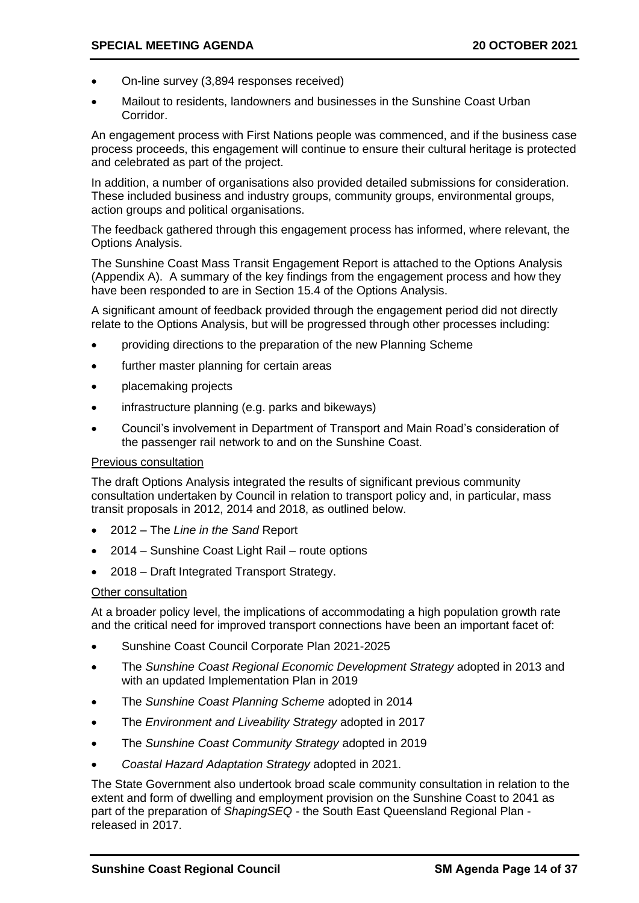- On-line survey (3,894 responses received)
- Mailout to residents, landowners and businesses in the Sunshine Coast Urban Corridor.

An engagement process with First Nations people was commenced, and if the business case process proceeds, this engagement will continue to ensure their cultural heritage is protected and celebrated as part of the project.

In addition, a number of organisations also provided detailed submissions for consideration. These included business and industry groups, community groups, environmental groups, action groups and political organisations.

The feedback gathered through this engagement process has informed, where relevant, the Options Analysis.

The Sunshine Coast Mass Transit Engagement Report is attached to the Options Analysis (Appendix A). A summary of the key findings from the engagement process and how they have been responded to are in Section 15.4 of the Options Analysis.

A significant amount of feedback provided through the engagement period did not directly relate to the Options Analysis, but will be progressed through other processes including:

- providing directions to the preparation of the new Planning Scheme
- further master planning for certain areas
- placemaking projects
- infrastructure planning (e.g. parks and bikeways)
- Council's involvement in Department of Transport and Main Road's consideration of the passenger rail network to and on the Sunshine Coast.

<u>Previous consultation</u>

The draft Options Analysis integrated the results of significant previous community consultation undertaken by Council in relation to transport policy and, in particular, mass transit proposals in 2012, 2014 and 2018, as outlined below.

- 2012 – The *Line in the Sand* Report
- 2014 – Sunshine Coast Light Rail – route options
- 2018 – Draft Integrated Transport Strategy.

<u>Other consultation</u>

At a broader policy level, the implications of accommodating a high population growth rate and the critical need for improved transport connections have been an important facet of:

- Sunshine Coast Council Corporate Plan 2021-2025
- The *Sunshine Coast Regional Economic Development Strategy* adopted in 2013 and with an updated Implementation Plan in 2019
- The *Sunshine Coast Planning Scheme* adopted in 2014
- The *Environment and Liveability Strategy* adopted in 2017
- The *Sunshine Coast Community Strategy* adopted in 2019
- *Coastal Hazard Adaptation Strategy* adopted in 2021.

The State Government also undertook broad scale community consultation in relation to the extent and form of dwelling and employment provision on the Sunshine Coast to 2041 as part of the preparation of *ShapingSEQ* - the South East Queensland Regional Plan - released in 2017.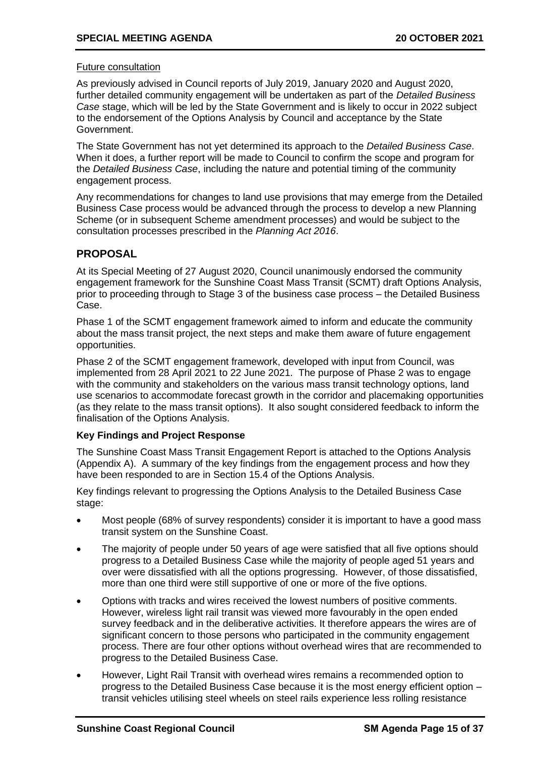Future consultation

As previously advised in Council reports of July 2019, January 2020 and August 2020, further detailed community engagement will be undertaken as part of the *Detailed Business Case* stage, which will be led by the State Government and is likely to occur in 2022 subject to the endorsement of the Options Analysis by Council and acceptance by the State Government.

The State Government has not yet determined its approach to the *Detailed Business Case*. When it does, a further report will be made to Council to confirm the scope and program for the *Detailed Business Case*, including the nature and potential timing of the community engagement process.

Any recommendations for changes to land use provisions that may emerge from the Detailed Business Case process would be advanced through the process to develop a new Planning Scheme (or in subsequent Scheme amendment processes) and would be subject to the consultation processes prescribed in the *Planning Act 2016*.

## PROPOSAL

At its Special Meeting of 27 August 2020, Council unanimously endorsed the community engagement framework for the Sunshine Coast Mass Transit (SCMT) draft Options Analysis, prior to proceeding through to Stage 3 of the business case process – the Detailed Business Case.

Phase 1 of the SCMT engagement framework aimed to inform and educate the community about the mass transit project, the next steps and make them aware of future engagement opportunities.

Phase 2 of the SCMT engagement framework, developed with input from Council, was implemented from 28 April 2021 to 22 June 2021. The purpose of Phase 2 was to engage with the community and stakeholders on the various mass transit technology options, land use scenarios to accommodate forecast growth in the corridor and placemaking opportunities (as they relate to the mass transit options). It also sought considered feedback to inform the finalisation of the Options Analysis.

### Key Findings and Project Response

The Sunshine Coast Mass Transit Engagement Report is attached to the Options Analysis (Appendix A). A summary of the key findings from the engagement process and how they have been responded to are in Section 15.4 of the Options Analysis.

Key findings relevant to progressing the Options Analysis to the Detailed Business Case stage:

- Most people (68% of survey respondents) consider it is important to have a good mass transit system on the Sunshine Coast.
- The majority of people under 50 years of age were satisfied that all five options should progress to a Detailed Business Case while the majority of people aged 51 years and over were dissatisfied with all the options progressing. However, of those dissatisfied, more than one third were still supportive of one or more of the five options.
- Options with tracks and wires received the lowest numbers of positive comments. However, wireless light rail transit was viewed more favourably in the open ended survey feedback and in the deliberative activities. It therefore appears the wires are of significant concern to those persons who participated in the community engagement process. There are four other options without overhead wires that are recommended to progress to the Detailed Business Case.
- However, Light Rail Transit with overhead wires remains a recommended option to progress to the Detailed Business Case because it is the most energy efficient option – transit vehicles utilising steel wheels on steel rails experience less rolling resistance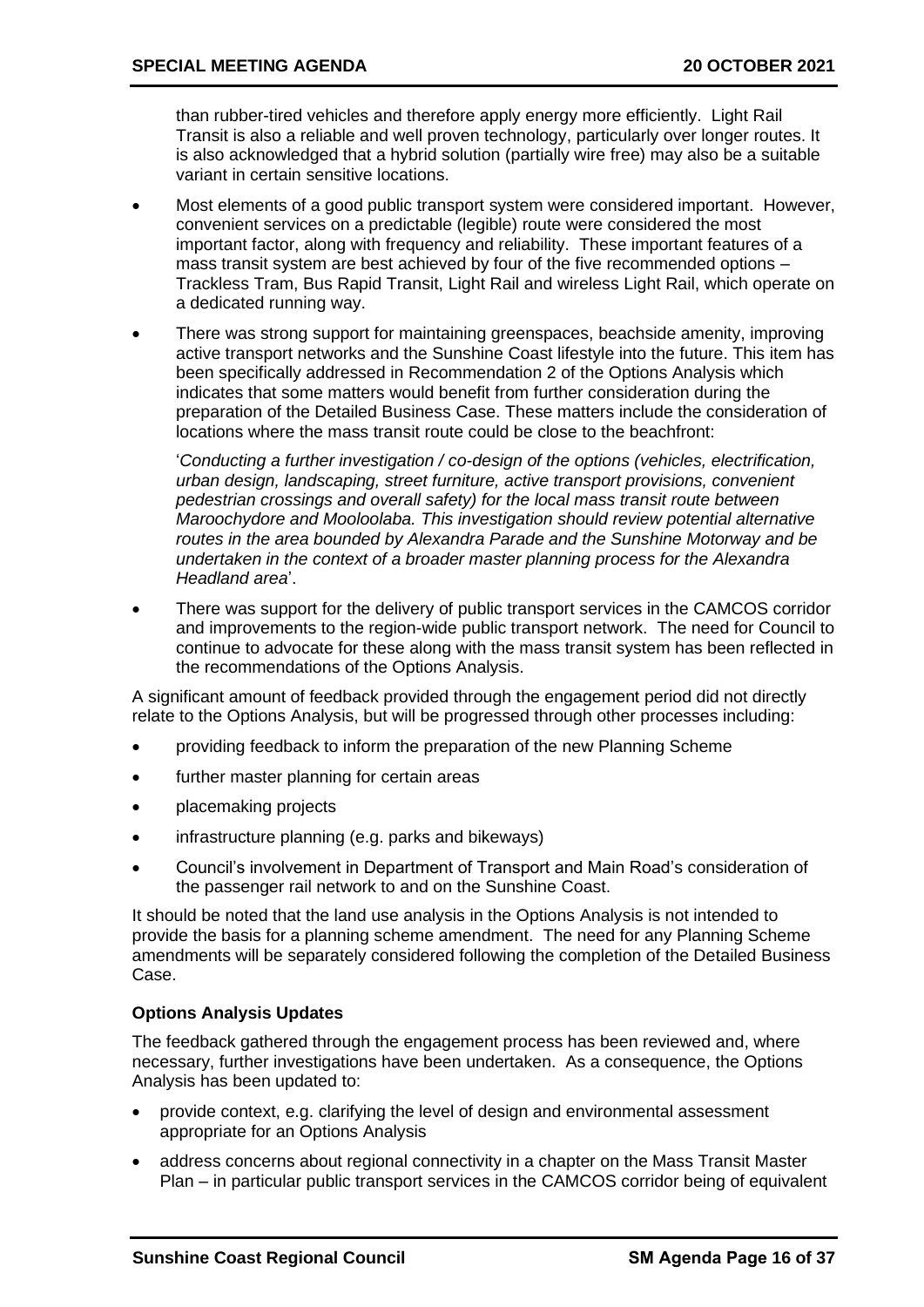than rubber-tired vehicles and therefore apply energy more efficiently. Light Rail Transit is also a reliable and well proven technology, particularly over longer routes. It is also acknowledged that a hybrid solution (partially wire free) may also be a suitable variant in certain sensitive locations.

- Most elements of a good public transport system were considered important. However, convenient services on a predictable (legible) route were considered the most important factor, along with frequency and reliability. These important features of a mass transit system are best achieved by four of the five recommended options – Trackless Tram, Bus Rapid Transit, Light Rail and wireless Light Rail, which operate on a dedicated running way.
- There was strong support for maintaining greenspaces, beachside amenity, improving active transport networks and the Sunshine Coast lifestyle into the future. This item has been specifically addressed in Recommendation 2 of the Options Analysis which indicates that some matters would benefit from further consideration during the preparation of the Detailed Business Case. These matters include the consideration of locations where the mass transit route could be close to the beachfront:

  '*Conducting a further investigation / co-design of the options (vehicles, electrification, urban design, landscaping, street furniture, active transport provisions, convenient pedestrian crossings and overall safety) for the local mass transit route between Maroochydore and Mooloolaba. This investigation should review potential alternative routes in the area bounded by Alexandra Parade and the Sunshine Motorway and be undertaken in the context of a broader master planning process for the Alexandra Headland area*'.
- There was support for the delivery of public transport services in the CAMCOS corridor and improvements to the region-wide public transport network. The need for Council to continue to advocate for these along with the mass transit system has been reflected in the recommendations of the Options Analysis.

A significant amount of feedback provided through the engagement period did not directly relate to the Options Analysis, but will be progressed through other processes including:

- providing feedback to inform the preparation of the new Planning Scheme
- further master planning for certain areas
- placemaking projects
- infrastructure planning (e.g. parks and bikeways)
- Council's involvement in Department of Transport and Main Road's consideration of the passenger rail network to and on the Sunshine Coast.

It should be noted that the land use analysis in the Options Analysis is not intended to provide the basis for a planning scheme amendment. The need for any Planning Scheme amendments will be separately considered following the completion of the Detailed Business Case.

**Options Analysis Updates**

The feedback gathered through the engagement process has been reviewed and, where necessary, further investigations have been undertaken. As a consequence, the Options Analysis has been updated to:

- provide context, e.g. clarifying the level of design and environmental assessment appropriate for an Options Analysis
- address concerns about regional connectivity in a chapter on the Mass Transit Master Plan – in particular public transport services in the CAMCOS corridor being of equivalent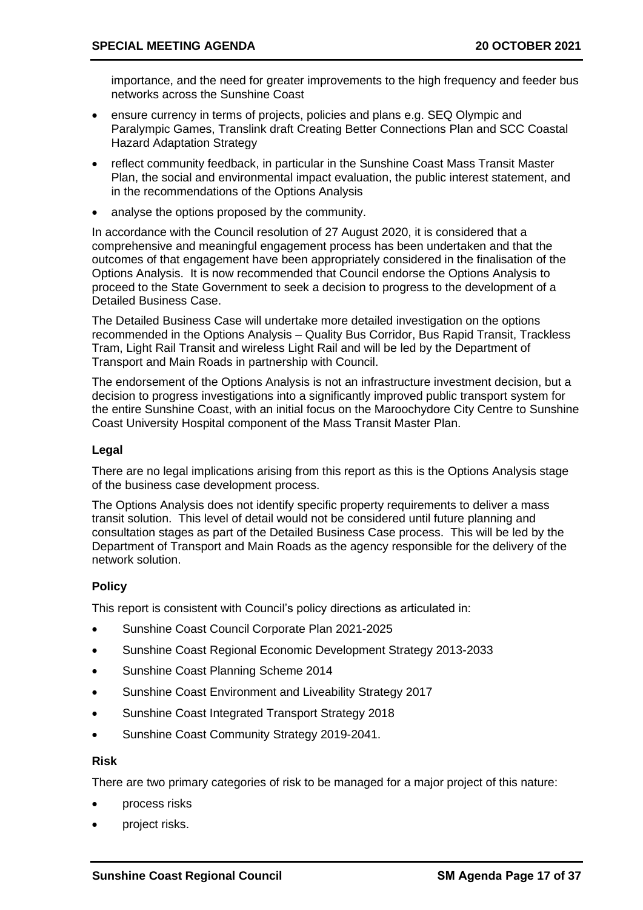importance, and the need for greater improvements to the high frequency and feeder bus networks across the Sunshine Coast

- ensure currency in terms of projects, policies and plans e.g. SEQ Olympic and Paralympic Games, Translink draft Creating Better Connections Plan and SCC Coastal Hazard Adaptation Strategy
- reflect community feedback, in particular in the Sunshine Coast Mass Transit Master Plan, the social and environmental impact evaluation, the public interest statement, and in the recommendations of the Options Analysis
- analyse the options proposed by the community.

In accordance with the Council resolution of 27 August 2020, it is considered that a comprehensive and meaningful engagement process has been undertaken and that the outcomes of that engagement have been appropriately considered in the finalisation of the Options Analysis. It is now recommended that Council endorse the Options Analysis to proceed to the State Government to seek a decision to progress to the development of a Detailed Business Case.

The Detailed Business Case will undertake more detailed investigation on the options recommended in the Options Analysis – Quality Bus Corridor, Bus Rapid Transit, Trackless Tram, Light Rail Transit and wireless Light Rail and will be led by the Department of Transport and Main Roads in partnership with Council.

The endorsement of the Options Analysis is not an infrastructure investment decision, but a decision to progress investigations into a significantly improved public transport system for the entire Sunshine Coast, with an initial focus on the Maroochydore City Centre to Sunshine Coast University Hospital component of the Mass Transit Master Plan.

### Legal

There are no legal implications arising from this report as this is the Options Analysis stage of the business case development process.

The Options Analysis does not identify specific property requirements to deliver a mass transit solution. This level of detail would not be considered until future planning and consultation stages as part of the Detailed Business Case process. This will be led by the Department of Transport and Main Roads as the agency responsible for the delivery of the network solution.

### Policy

This report is consistent with Council's policy directions as articulated in:

- Sunshine Coast Council Corporate Plan 2021-2025
- Sunshine Coast Regional Economic Development Strategy 2013-2033
- Sunshine Coast Planning Scheme 2014
- Sunshine Coast Environment and Liveability Strategy 2017
- Sunshine Coast Integrated Transport Strategy 2018
- Sunshine Coast Community Strategy 2019-2041.

### Risk

There are two primary categories of risk to be managed for a major project of this nature:

- process risks
- project risks.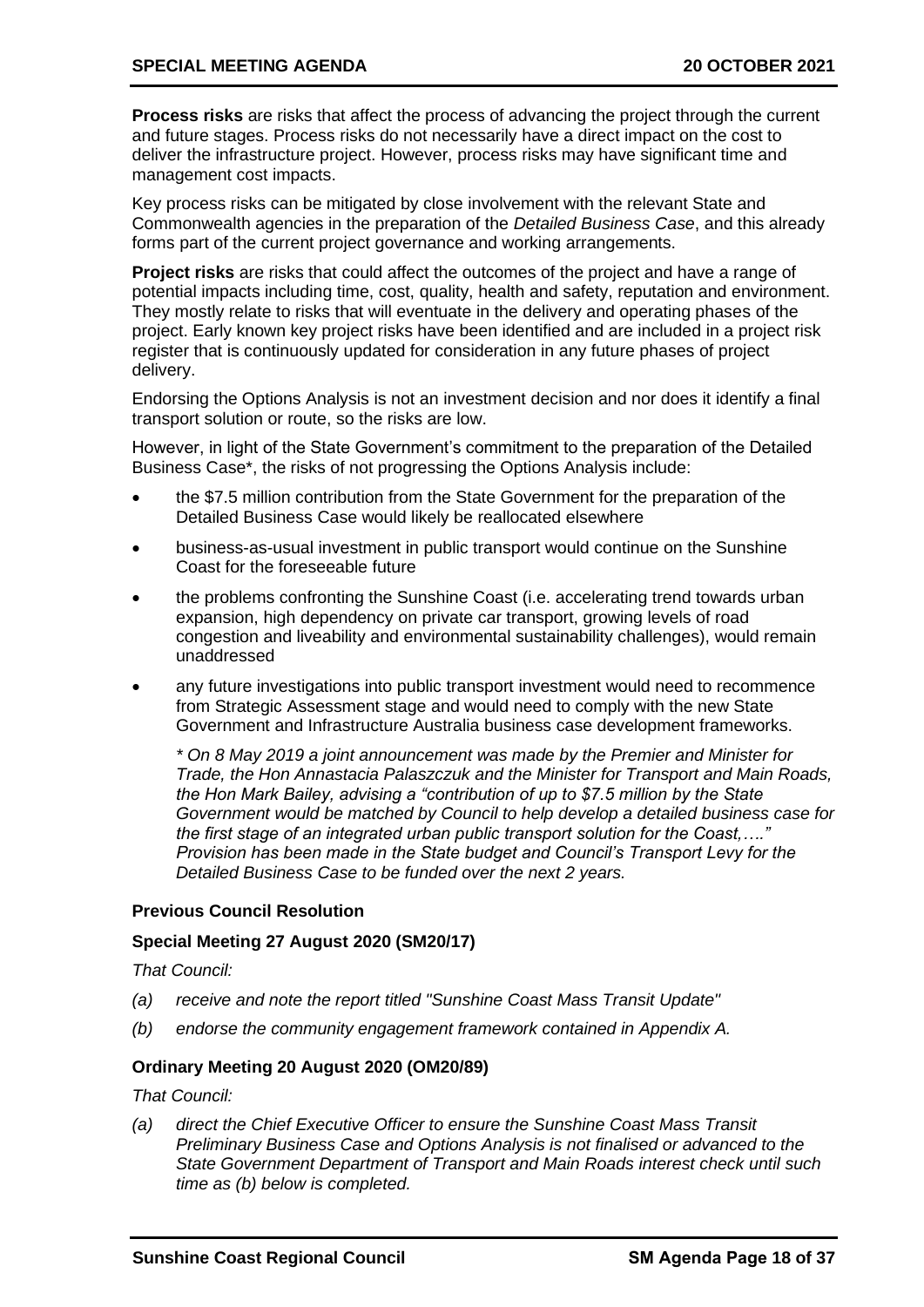**Process risks** are risks that affect the process of advancing the project through the current and future stages. Process risks do not necessarily have a direct impact on the cost to deliver the infrastructure project. However, process risks may have significant time and management cost impacts.

Key process risks can be mitigated by close involvement with the relevant State and Commonwealth agencies in the preparation of the *Detailed Business Case*, and this already forms part of the current project governance and working arrangements.

**Project risks** are risks that could affect the outcomes of the project and have a range of potential impacts including time, cost, quality, health and safety, reputation and environment. They mostly relate to risks that will eventuate in the delivery and operating phases of the project. Early known key project risks have been identified and are included in a project risk register that is continuously updated for consideration in any future phases of project delivery.

Endorsing the Options Analysis is not an investment decision and nor does it identify a final transport solution or route, so the risks are low.

However, in light of the State Government's commitment to the preparation of the Detailed Business Case*, the risks of not progressing the Options Analysis include:

- the $7.5 million contribution from the State Government for the preparation of the Detailed Business Case would likely be reallocated elsewhere
- business-as-usual investment in public transport would continue on the Sunshine Coast for the foreseeable future
- the problems confronting the Sunshine Coast (i.e. accelerating trend towards urban expansion, high dependency on private car transport, growing levels of road congestion and liveability and environmental sustainability challenges), would remain unaddressed
- any future investigations into public transport investment would need to recommence from Strategic Assessment stage and would need to comply with the new State Government and Infrastructure Australia business case development frameworks.

*\* On 8 May 2019 a joint announcement was made by the Premier and Minister for Trade, the Hon Annastacia Palaszczuk and the Minister for Transport and Main Roads, the Hon Mark Bailey, advising a "contribution of up to $7.5 million by the State Government would be matched by Council to help develop a detailed business case for the first stage of an integrated urban public transport solution for the Coast,…." Provision has been made in the State budget and Council's Transport Levy for the Detailed Business Case to be funded over the next 2 years.*

#### Previous Council Resolution

#### Special Meeting 27 August 2020 (SM20/17)

*That Council:*

*(a) receive and note the report titled "Sunshine Coast Mass Transit Update"*

*(b) endorse the community engagement framework contained in Appendix A.*

#### Ordinary Meeting 20 August 2020 (OM20/89)

*That Council:*

*(a) direct the Chief Executive Officer to ensure the Sunshine Coast Mass Transit Preliminary Business Case and Options Analysis is not finalised or advanced to the State Government Department of Transport and Main Roads interest check until such time as (b) below is completed.*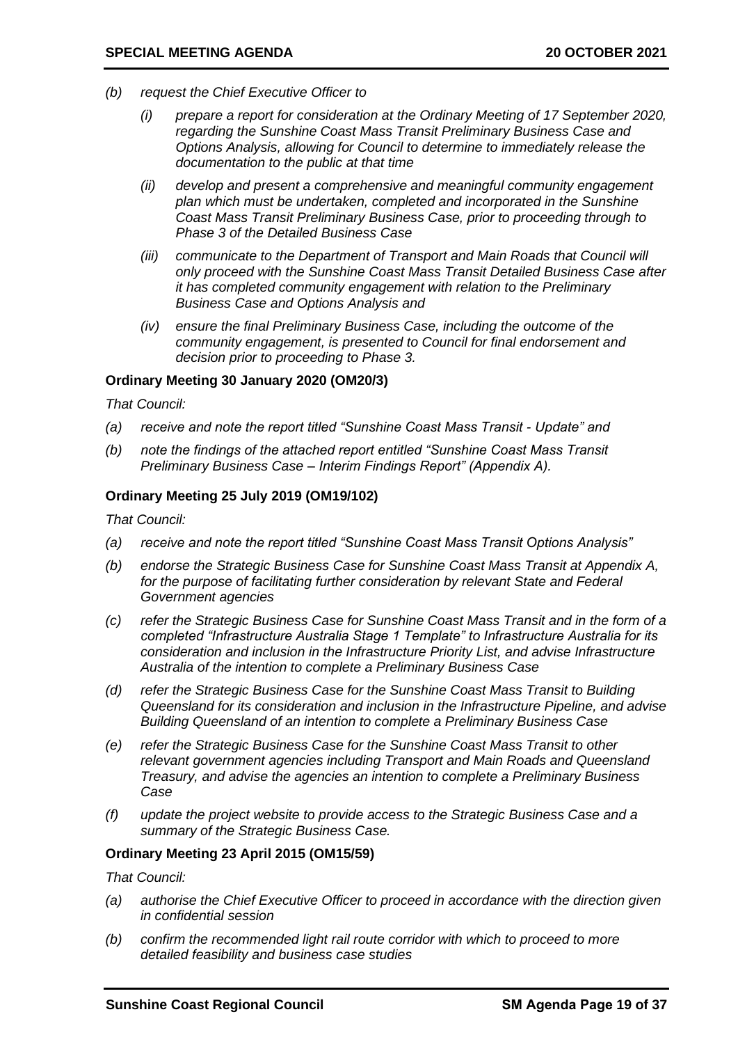*(b) request the Chief Executive Officer to*

   *(i) prepare a report for consideration at the Ordinary Meeting of 17 September 2020, regarding the Sunshine Coast Mass Transit Preliminary Business Case and Options Analysis, allowing for Council to determine to immediately release the documentation to the public at that time*

   *(ii) develop and present a comprehensive and meaningful community engagement plan which must be undertaken, completed and incorporated in the Sunshine Coast Mass Transit Preliminary Business Case, prior to proceeding through to Phase 3 of the Detailed Business Case*

   *(iii) communicate to the Department of Transport and Main Roads that Council will only proceed with the Sunshine Coast Mass Transit Detailed Business Case after it has completed community engagement with relation to the Preliminary Business Case and Options Analysis and*

   *(iv) ensure the final Preliminary Business Case, including the outcome of the community engagement, is presented to Council for final endorsement and decision prior to proceeding to Phase 3.*

**Ordinary Meeting 30 January 2020 (OM20/3)**

*That Council:*

*(a) receive and note the report titled "Sunshine Coast Mass Transit - Update" and*

*(b) note the findings of the attached report entitled "Sunshine Coast Mass Transit Preliminary Business Case – Interim Findings Report" (Appendix A).*

**Ordinary Meeting 25 July 2019 (OM19/102)**

*That Council:*

*(a) receive and note the report titled "Sunshine Coast Mass Transit Options Analysis"*

*(b) endorse the Strategic Business Case for Sunshine Coast Mass Transit at Appendix A, for the purpose of facilitating further consideration by relevant State and Federal Government agencies*

*(c) refer the Strategic Business Case for Sunshine Coast Mass Transit and in the form of a completed "Infrastructure Australia Stage 1 Template" to Infrastructure Australia for its consideration and inclusion in the Infrastructure Priority List, and advise Infrastructure Australia of the intention to complete a Preliminary Business Case*

*(d) refer the Strategic Business Case for the Sunshine Coast Mass Transit to Building Queensland for its consideration and inclusion in the Infrastructure Pipeline, and advise Building Queensland of an intention to complete a Preliminary Business Case*

*(e) refer the Strategic Business Case for the Sunshine Coast Mass Transit to other relevant government agencies including Transport and Main Roads and Queensland Treasury, and advise the agencies an intention to complete a Preliminary Business Case*

*(f) update the project website to provide access to the Strategic Business Case and a summary of the Strategic Business Case.*

**Ordinary Meeting 23 April 2015 (OM15/59)**

*That Council:*

*(a) authorise the Chief Executive Officer to proceed in accordance with the direction given in confidential session*

*(b) confirm the recommended light rail route corridor with which to proceed to more detailed feasibility and business case studies*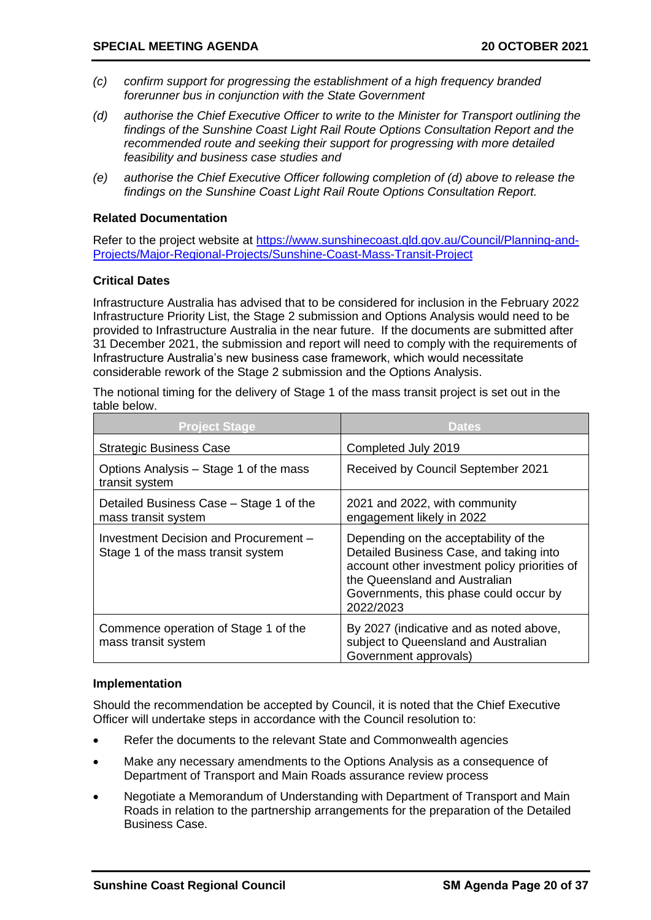*(c) confirm support for progressing the establishment of a high frequency branded forerunner bus in conjunction with the State Government*

*(d) authorise the Chief Executive Officer to write to the Minister for Transport outlining the findings of the Sunshine Coast Light Rail Route Options Consultation Report and the recommended route and seeking their support for progressing with more detailed feasibility and business case studies and*

*(e) authorise the Chief Executive Officer following completion of (d) above to release the findings on the Sunshine Coast Light Rail Route Options Consultation Report.*

**Related Documentation**

Refer to the project website at https://www.sunshinecoast.qld.gov.au/Council/Planning-and-Projects/Major-Regional-Projects/Sunshine-Coast-Mass-Transit-Project

**Critical Dates**

Infrastructure Australia has advised that to be considered for inclusion in the February 2022 Infrastructure Priority List, the Stage 2 submission and Options Analysis would need to be provided to Infrastructure Australia in the near future. If the documents are submitted after 31 December 2021, the submission and report will need to comply with the requirements of Infrastructure Australia's new business case framework, which would necessitate considerable rework of the Stage 2 submission and the Options Analysis.

The notional timing for the delivery of Stage 1 of the mass transit project is set out in the table below.

| Project Stage | Dates |
|---|---|
| Strategic Business Case | Completed July 2019 |
| Options Analysis – Stage 1 of the mass transit system | Received by Council September 2021 |
| Detailed Business Case – Stage 1 of the mass transit system | 2021 and 2022, with community engagement likely in 2022 |
| Investment Decision and Procurement – Stage 1 of the mass transit system | Depending on the acceptability of the Detailed Business Case, and taking into account other investment policy priorities of the Queensland and Australian Governments, this phase could occur by 2022/2023 |
| Commence operation of Stage 1 of the mass transit system | By 2027 (indicative and as noted above, subject to Queensland and Australian Government approvals) |

**Implementation**

Should the recommendation be accepted by Council, it is noted that the Chief Executive Officer will undertake steps in accordance with the Council resolution to:

- Refer the documents to the relevant State and Commonwealth agencies
- Make any necessary amendments to the Options Analysis as a consequence of Department of Transport and Main Roads assurance review process
- Negotiate a Memorandum of Understanding with Department of Transport and Main Roads in relation to the partnership arrangements for the preparation of the Detailed Business Case.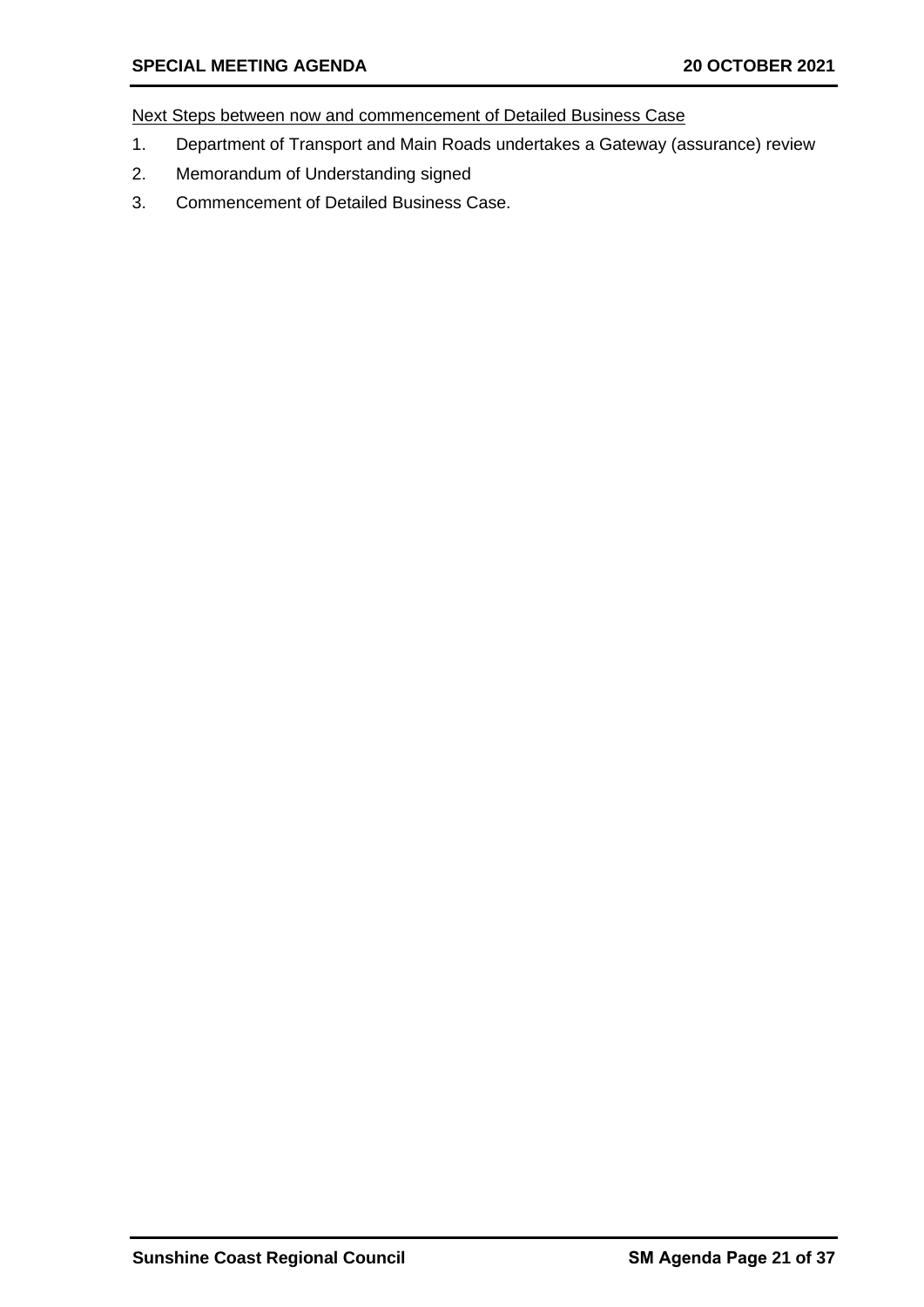<u>Next Steps between now and commencement of Detailed Business Case</u>

1. Department of Transport and Main Roads undertakes a Gateway (assurance) review
2. Memorandum of Understanding signed
3. Commencement of Detailed Business Case.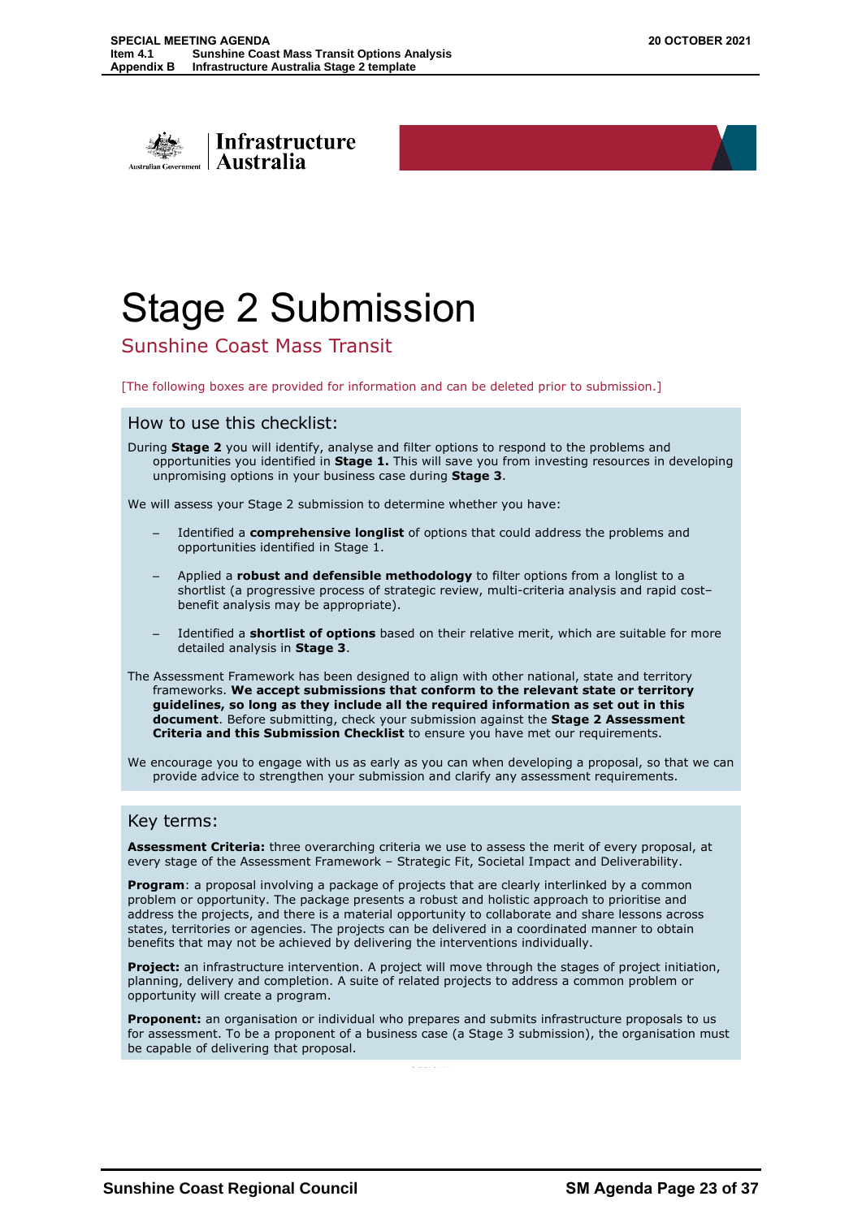Infrastructure Australia

# Stage 2 Submission

## Sunshine Coast Mass Transit

[The following boxes are provided for information and can be deleted prior to submission.]

### How to use this checklist:

During **Stage 2** you will identify, analyse and filter options to respond to the problems and opportunities you identified in **Stage 1.** This will save you from investing resources in developing unpromising options in your business case during **Stage 3**.

We will assess your Stage 2 submission to determine whether you have:

- Identified a **comprehensive longlist** of options that could address the problems and opportunities identified in Stage 1.
- Applied a **robust and defensible methodology** to filter options from a longlist to a shortlist (a progressive process of strategic review, multi-criteria analysis and rapid cost–benefit analysis may be appropriate).
- Identified a **shortlist of options** based on their relative merit, which are suitable for more detailed analysis in **Stage 3**.

The Assessment Framework has been designed to align with other national, state and territory frameworks. **We accept submissions that conform to the relevant state or territory guidelines, so long as they include all the required information as set out in this document**. Before submitting, check your submission against the **Stage 2 Assessment Criteria and this Submission Checklist** to ensure you have met our requirements.

We encourage you to engage with us as early as you can when developing a proposal, so that we can provide advice to strengthen your submission and clarify any assessment requirements.

### Key terms:

**Assessment Criteria:** three overarching criteria we use to assess the merit of every proposal, at every stage of the Assessment Framework – Strategic Fit, Societal Impact and Deliverability.

**Program**: a proposal involving a package of projects that are clearly interlinked by a common problem or opportunity. The package presents a robust and holistic approach to prioritise and address the projects, and there is a material opportunity to collaborate and share lessons across states, territories or agencies. The projects can be delivered in a coordinated manner to obtain benefits that may not be achieved by delivering the interventions individually.

**Project:** an infrastructure intervention. A project will move through the stages of project initiation, planning, delivery and completion. A suite of related projects to address a common problem or opportunity will create a program.

**Proponent:** an organisation or individual who prepares and submits infrastructure proposals to us for assessment. To be a proponent of a business case (a Stage 3 submission), the organisation must be capable of delivering that proposal.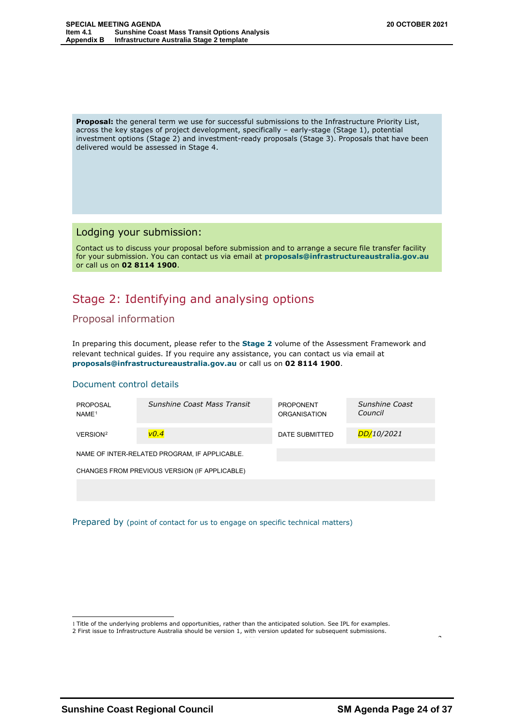**Proposal:** the general term we use for successful submissions to the Infrastructure Priority List, across the key stages of project development, specifically – early-stage (Stage 1), potential investment options (Stage 2) and investment-ready proposals (Stage 3). Proposals that have been delivered would be assessed in Stage 4.

## Lodging your submission:

Contact us to discuss your proposal before submission and to arrange a secure file transfer facility for your submission. You can contact us via email at **proposals@infrastructureaustralia.gov.au** or call us on **02 8114 1900**.

# Stage 2: Identifying and analysing options

## Proposal information

In preparing this document, please refer to the **Stage 2** volume of the Assessment Framework and relevant technical guides. If you require any assistance, you can contact us via email at **proposals@infrastructureaustralia.gov.au** or call us on **02 8114 1900**.

### Document control details

| PROPOSAL NAME[1] | *Sunshine Coast Mass Transit* | PROPONENT ORGANISATION | *Sunshine Coast Council* |
|---|---|---|---|
| VERSION[2] | *v0.4* | DATE SUBMITTED | *DD/10/2021* |
| NAME OF INTER-RELATED PROGRAM, IF APPLICABLE. | | | |
| CHANGES FROM PREVIOUS VERSION (IF APPLICABLE) | | | |

### Prepared by (point of contact for us to engage on specific technical matters)

1 Title of the underlying problems and opportunities, rather than the anticipated solution. See IPL for examples.
2 First issue to Infrastructure Australia should be version 1, with version updated for subsequent submissions.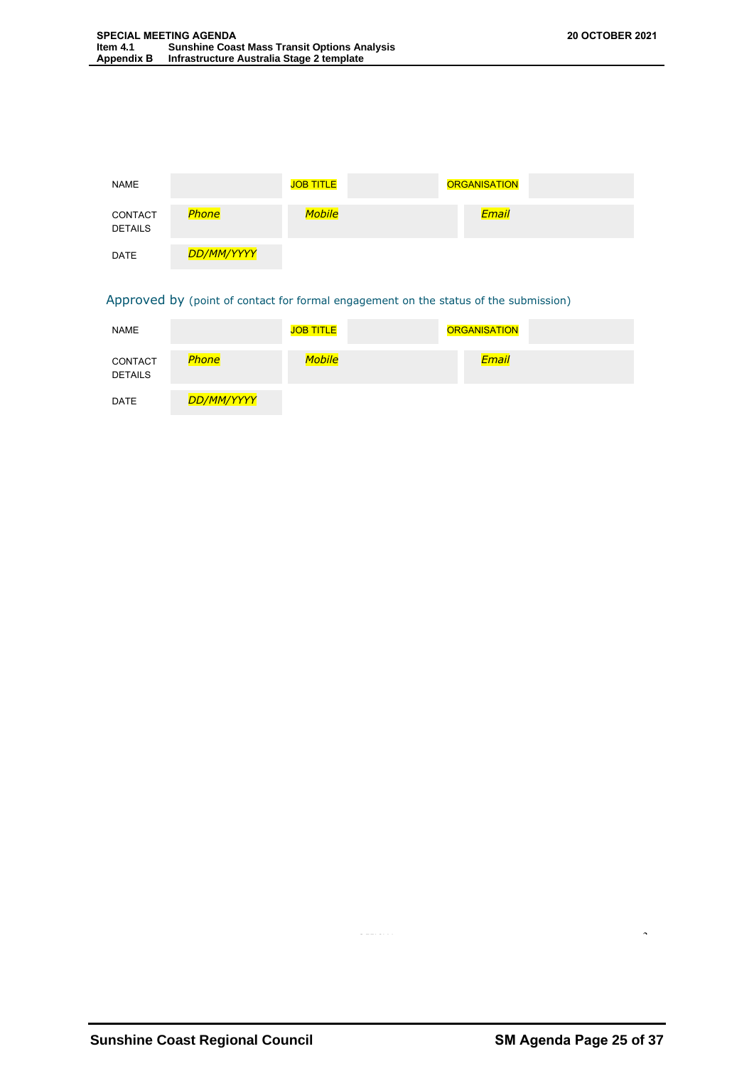| NAME | | JOB TITLE | | ORGANISATION | |
|---|---|---|---|---|---|
| CONTACT DETAILS | *Phone* | *Mobile* | | *Email* | |
| DATE | *DD/MM/YYYY* | | | | |

Approved by (point of contact for formal engagement on the status of the submission)

| NAME | | JOB TITLE | | ORGANISATION | |
|---|---|---|---|---|---|
| CONTACT DETAILS | *Phone* | *Mobile* | | *Email* | |
| DATE | *DD/MM/YYYY* | | | | |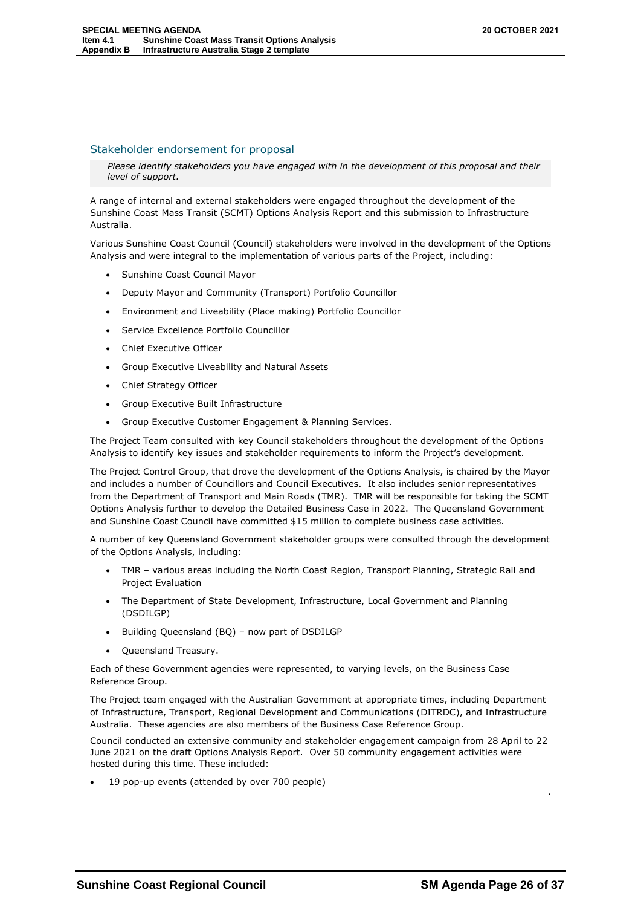## Stakeholder endorsement for proposal

*Please identify stakeholders you have engaged with in the development of this proposal and their level of support.*

A range of internal and external stakeholders were engaged throughout the development of the Sunshine Coast Mass Transit (SCMT) Options Analysis Report and this submission to Infrastructure Australia.

Various Sunshine Coast Council (Council) stakeholders were involved in the development of the Options Analysis and were integral to the implementation of various parts of the Project, including:

- Sunshine Coast Council Mayor
- Deputy Mayor and Community (Transport) Portfolio Councillor
- Environment and Liveability (Place making) Portfolio Councillor
- Service Excellence Portfolio Councillor
- Chief Executive Officer
- Group Executive Liveability and Natural Assets
- Chief Strategy Officer
- Group Executive Built Infrastructure
- Group Executive Customer Engagement & Planning Services.

The Project Team consulted with key Council stakeholders throughout the development of the Options Analysis to identify key issues and stakeholder requirements to inform the Project's development.

The Project Control Group, that drove the development of the Options Analysis, is chaired by the Mayor and includes a number of Councillors and Council Executives. It also includes senior representatives from the Department of Transport and Main Roads (TMR). TMR will be responsible for taking the SCMT Options Analysis further to develop the Detailed Business Case in 2022. The Queensland Government and Sunshine Coast Council have committed $15 million to complete business case activities.

A number of key Queensland Government stakeholder groups were consulted through the development of the Options Analysis, including:

- TMR – various areas including the North Coast Region, Transport Planning, Strategic Rail and Project Evaluation
- The Department of State Development, Infrastructure, Local Government and Planning (DSDILGP)
- Building Queensland (BQ) – now part of DSDILGP
- Queensland Treasury.

Each of these Government agencies were represented, to varying levels, on the Business Case Reference Group.

The Project team engaged with the Australian Government at appropriate times, including Department of Infrastructure, Transport, Regional Development and Communications (DITRDC), and Infrastructure Australia. These agencies are also members of the Business Case Reference Group.

Council conducted an extensive community and stakeholder engagement campaign from 28 April to 22 June 2021 on the draft Options Analysis Report. Over 50 community engagement activities were hosted during this time. These included:

- 19 pop-up events (attended by over 700 people)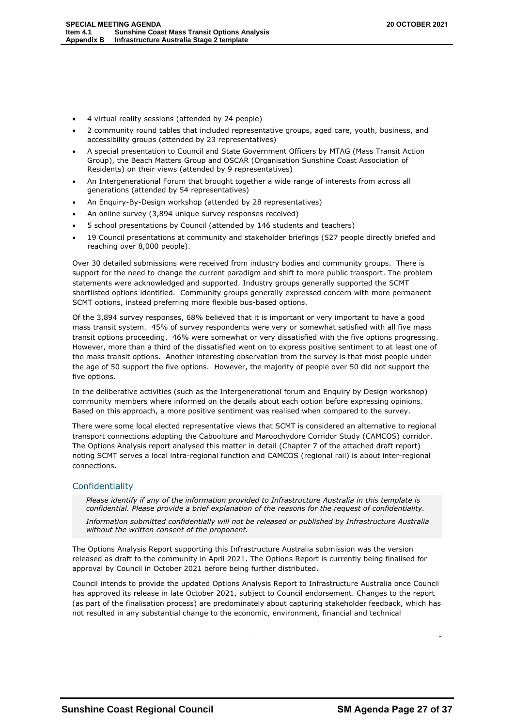- 4 virtual reality sessions (attended by 24 people)
- 2 community round tables that included representative groups, aged care, youth, business, and accessibility groups (attended by 23 representatives)
- A special presentation to Council and State Government Officers by MTAG (Mass Transit Action Group), the Beach Matters Group and OSCAR (Organisation Sunshine Coast Association of Residents) on their views (attended by 9 representatives)
- An Intergenerational Forum that brought together a wide range of interests from across all generations (attended by 54 representatives)
- An Enquiry-By-Design workshop (attended by 28 representatives)
- An online survey (3,894 unique survey responses received)
- 5 school presentations by Council (attended by 146 students and teachers)
- 19 Council presentations at community and stakeholder briefings (527 people directly briefed and reaching over 8,000 people).

Over 30 detailed submissions were received from industry bodies and community groups. There is support for the need to change the current paradigm and shift to more public transport. The problem statements were acknowledged and supported. Industry groups generally supported the SCMT shortlisted options identified. Community groups generally expressed concern with more permanent SCMT options, instead preferring more flexible bus-based options.

Of the 3,894 survey responses, 68% believed that it is important or very important to have a good mass transit system. 45% of survey respondents were very or somewhat satisfied with all five mass transit options proceeding. 46% were somewhat or very dissatisfied with the five options progressing. However, more than a third of the dissatisfied went on to express positive sentiment to at least one of the mass transit options. Another interesting observation from the survey is that most people under the age of 50 support the five options. However, the majority of people over 50 did not support the five options.

In the deliberative activities (such as the Intergenerational forum and Enquiry by Design workshop) community members where informed on the details about each option before expressing opinions. Based on this approach, a more positive sentiment was realised when compared to the survey.

There were some local elected representative views that SCMT is considered an alternative to regional transport connections adopting the Caboolture and Maroochydore Corridor Study (CAMCOS) corridor. The Options Analysis report analysed this matter in detail (Chapter 7 of the attached draft report) noting SCMT serves a local intra-regional function and CAMCOS (regional rail) is about inter-regional connections.

## Confidentiality

*Please identify if any of the information provided to Infrastructure Australia in this template is confidential. Please provide a brief explanation of the reasons for the request of confidentiality.*

*Information submitted confidentially will not be released or published by Infrastructure Australia without the written consent of the proponent.*

The Options Analysis Report supporting this Infrastructure Australia submission was the version released as draft to the community in April 2021. The Options Report is currently being finalised for approval by Council in October 2021 before being further distributed.

Council intends to provide the updated Options Analysis Report to Infrastructure Australia once Council has approved its release in late October 2021, subject to Council endorsement. Changes to the report (as part of the finalisation process) are predominately about capturing stakeholder feedback, which has not resulted in any substantial change to the economic, environment, financial and technical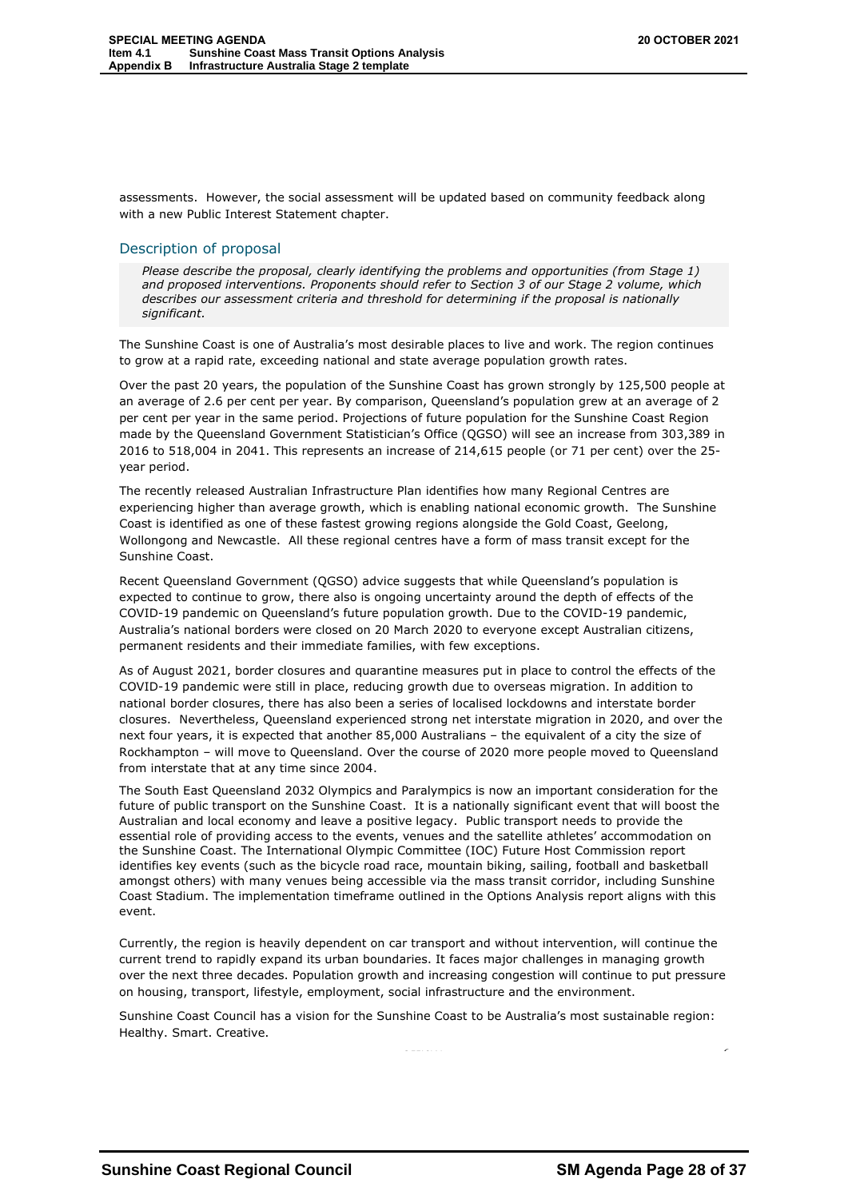assessments. However, the social assessment will be updated based on community feedback along with a new Public Interest Statement chapter.

## Description of proposal

*Please describe the proposal, clearly identifying the problems and opportunities (from Stage 1) and proposed interventions. Proponents should refer to Section 3 of our Stage 2 volume, which describes our assessment criteria and threshold for determining if the proposal is nationally significant.*

The Sunshine Coast is one of Australia's most desirable places to live and work. The region continues to grow at a rapid rate, exceeding national and state average population growth rates.

Over the past 20 years, the population of the Sunshine Coast has grown strongly by 125,500 people at an average of 2.6 per cent per year. By comparison, Queensland's population grew at an average of 2 per cent per year in the same period. Projections of future population for the Sunshine Coast Region made by the Queensland Government Statistician's Office (QGSO) will see an increase from 303,389 in 2016 to 518,004 in 2041. This represents an increase of 214,615 people (or 71 per cent) over the 25-year period.

The recently released Australian Infrastructure Plan identifies how many Regional Centres are experiencing higher than average growth, which is enabling national economic growth. The Sunshine Coast is identified as one of these fastest growing regions alongside the Gold Coast, Geelong, Wollongong and Newcastle. All these regional centres have a form of mass transit except for the Sunshine Coast.

Recent Queensland Government (QGSO) advice suggests that while Queensland's population is expected to continue to grow, there also is ongoing uncertainty around the depth of effects of the COVID-19 pandemic on Queensland's future population growth. Due to the COVID-19 pandemic, Australia's national borders were closed on 20 March 2020 to everyone except Australian citizens, permanent residents and their immediate families, with few exceptions.

As of August 2021, border closures and quarantine measures put in place to control the effects of the COVID-19 pandemic were still in place, reducing growth due to overseas migration. In addition to national border closures, there has also been a series of localised lockdowns and interstate border closures. Nevertheless, Queensland experienced strong net interstate migration in 2020, and over the next four years, it is expected that another 85,000 Australians – the equivalent of a city the size of Rockhampton – will move to Queensland. Over the course of 2020 more people moved to Queensland from interstate that at any time since 2004.

The South East Queensland 2032 Olympics and Paralympics is now an important consideration for the future of public transport on the Sunshine Coast. It is a nationally significant event that will boost the Australian and local economy and leave a positive legacy. Public transport needs to provide the essential role of providing access to the events, venues and the satellite athletes' accommodation on the Sunshine Coast. The International Olympic Committee (IOC) Future Host Commission report identifies key events (such as the bicycle road race, mountain biking, sailing, football and basketball amongst others) with many venues being accessible via the mass transit corridor, including Sunshine Coast Stadium. The implementation timeframe outlined in the Options Analysis report aligns with this event.

Currently, the region is heavily dependent on car transport and without intervention, will continue the current trend to rapidly expand its urban boundaries. It faces major challenges in managing growth over the next three decades. Population growth and increasing congestion will continue to put pressure on housing, transport, lifestyle, employment, social infrastructure and the environment.

Sunshine Coast Council has a vision for the Sunshine Coast to be Australia's most sustainable region: Healthy. Smart. Creative.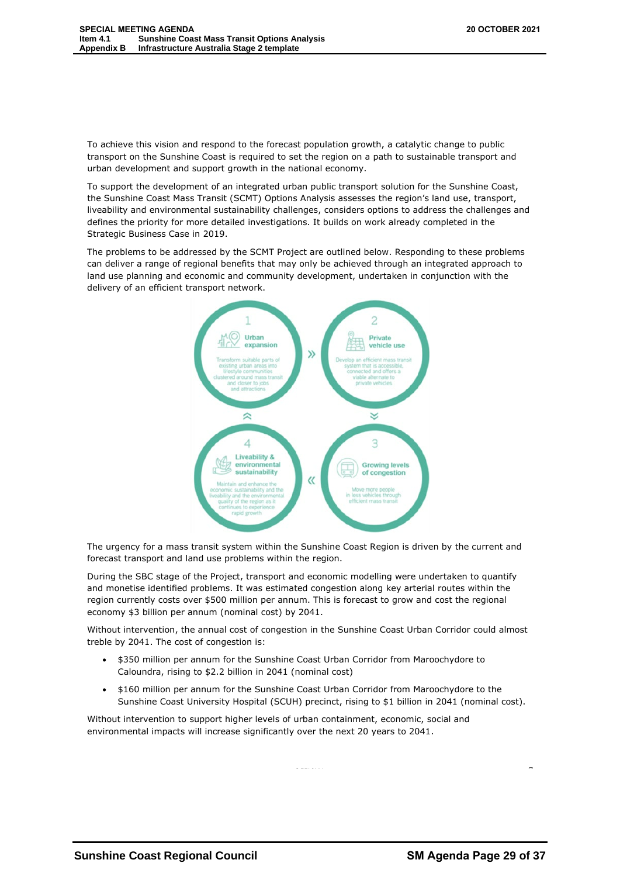To achieve this vision and respond to the forecast population growth, a catalytic change to public transport on the Sunshine Coast is required to set the region on a path to sustainable transport and urban development and support growth in the national economy.

To support the development of an integrated urban public transport solution for the Sunshine Coast, the Sunshine Coast Mass Transit (SCMT) Options Analysis assesses the region's land use, transport, liveability and environmental sustainability challenges, considers options to address the challenges and defines the priority for more detailed investigations. It builds on work already completed in the Strategic Business Case in 2019.

The problems to be addressed by the SCMT Project are outlined below. Responding to these problems can deliver a range of regional benefits that may only be achieved through an integrated approach to land use planning and economic and community development, undertaken in conjunction with the delivery of an efficient transport network.

1 **Urban expansion** — Transform suitable parts of existing urban areas into lifestyle communities clustered around mass transit and closer to jobs and attractions

2 **Private vehicle use** — Develop an efficient mass transit system that is accessible, connected and offers a viable alternate to private vehicles

3 **Growing levels of congestion** — Move more people in less vehicles through efficient mass transit

4 **Liveability & environmental sustainability** — Maintain and enhance the economic sustainability and the liveability and the environmental quality of the region as it continues to experience rapid growth

The urgency for a mass transit system within the Sunshine Coast Region is driven by the current and forecast transport and land use problems within the region.

During the SBC stage of the Project, transport and economic modelling were undertaken to quantify and monetise identified problems. It was estimated congestion along key arterial routes within the region currently costs over $500 million per annum. This is forecast to grow and cost the regional economy $3 billion per annum (nominal cost) by 2041.

Without intervention, the annual cost of congestion in the Sunshine Coast Urban Corridor could almost treble by 2041. The cost of congestion is:

- $350 million per annum for the Sunshine Coast Urban Corridor from Maroochydore to Caloundra, rising to $2.2 billion in 2041 (nominal cost)
- $160 million per annum for the Sunshine Coast Urban Corridor from Maroochydore to the Sunshine Coast University Hospital (SCUH) precinct, rising to $1 billion in 2041 (nominal cost).

Without intervention to support higher levels of urban containment, economic, social and environmental impacts will increase significantly over the next 20 years to 2041.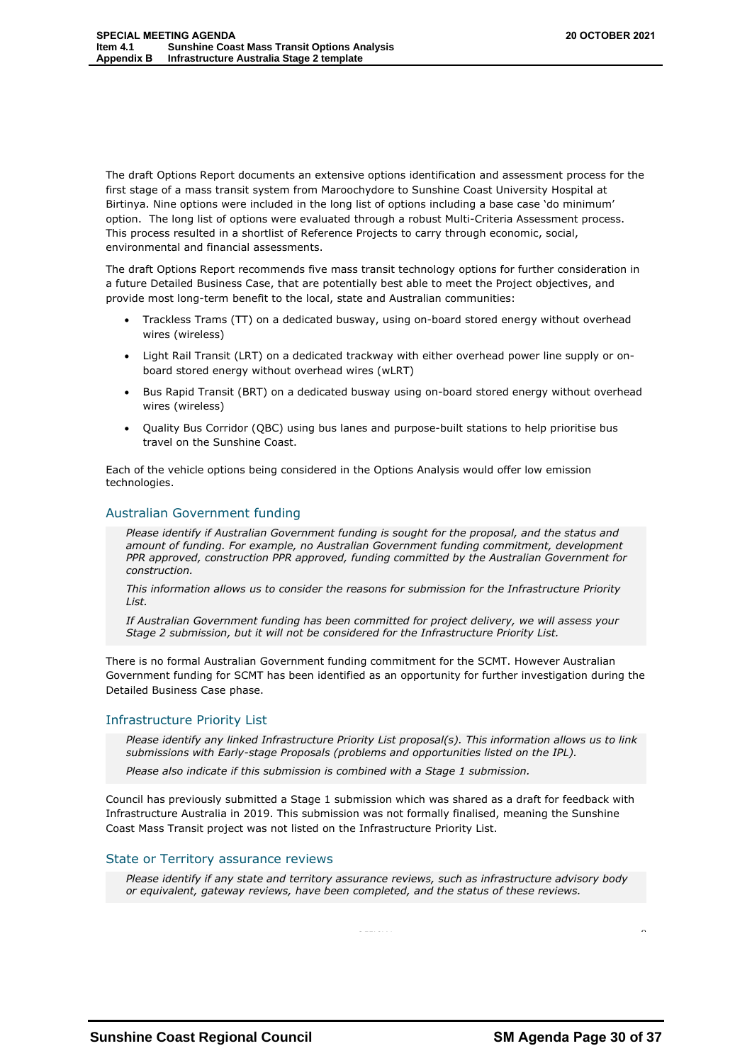The draft Options Report documents an extensive options identification and assessment process for the first stage of a mass transit system from Maroochydore to Sunshine Coast University Hospital at Birtinya. Nine options were included in the long list of options including a base case 'do minimum' option. The long list of options were evaluated through a robust Multi-Criteria Assessment process. This process resulted in a shortlist of Reference Projects to carry through economic, social, environmental and financial assessments.

The draft Options Report recommends five mass transit technology options for further consideration in a future Detailed Business Case, that are potentially best able to meet the Project objectives, and provide most long-term benefit to the local, state and Australian communities:

- Trackless Trams (TT) on a dedicated busway, using on-board stored energy without overhead wires (wireless)
- Light Rail Transit (LRT) on a dedicated trackway with either overhead power line supply or on-board stored energy without overhead wires (wLRT)
- Bus Rapid Transit (BRT) on a dedicated busway using on-board stored energy without overhead wires (wireless)
- Quality Bus Corridor (QBC) using bus lanes and purpose-built stations to help prioritise bus travel on the Sunshine Coast.

Each of the vehicle options being considered in the Options Analysis would offer low emission technologies.

## Australian Government funding

*Please identify if Australian Government funding is sought for the proposal, and the status and amount of funding. For example, no Australian Government funding commitment, development PPR approved, construction PPR approved, funding committed by the Australian Government for construction.*

*This information allows us to consider the reasons for submission for the Infrastructure Priority List.*

*If Australian Government funding has been committed for project delivery, we will assess your Stage 2 submission, but it will not be considered for the Infrastructure Priority List.*

There is no formal Australian Government funding commitment for the SCMT. However Australian Government funding for SCMT has been identified as an opportunity for further investigation during the Detailed Business Case phase.

## Infrastructure Priority List

*Please identify any linked Infrastructure Priority List proposal(s). This information allows us to link submissions with Early-stage Proposals (problems and opportunities listed on the IPL).*

*Please also indicate if this submission is combined with a Stage 1 submission.*

Council has previously submitted a Stage 1 submission which was shared as a draft for feedback with Infrastructure Australia in 2019. This submission was not formally finalised, meaning the Sunshine Coast Mass Transit project was not listed on the Infrastructure Priority List.

## State or Territory assurance reviews

*Please identify if any state and territory assurance reviews, such as infrastructure advisory body or equivalent, gateway reviews, have been completed, and the status of these reviews.*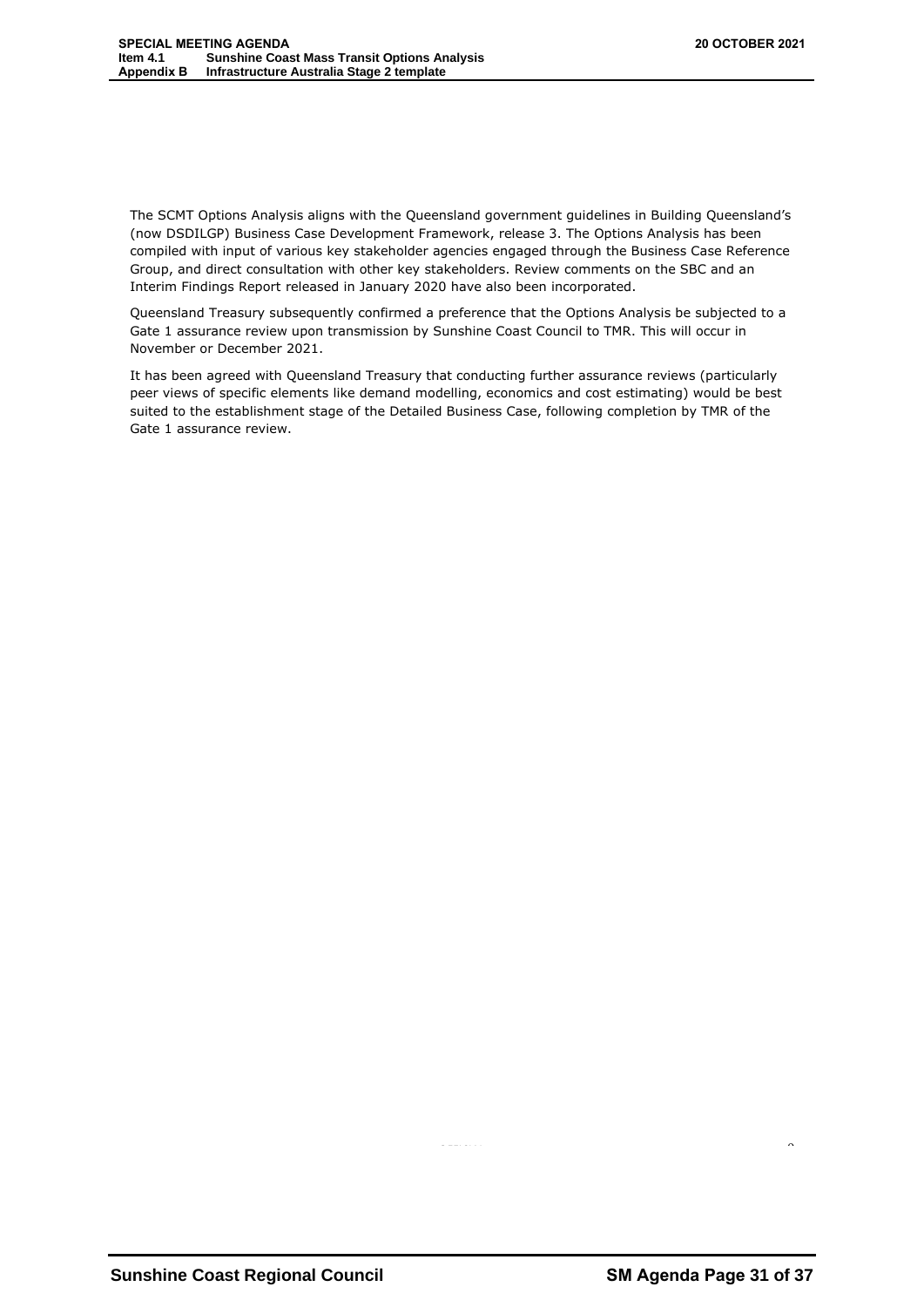The SCMT Options Analysis aligns with the Queensland government guidelines in Building Queensland's (now DSDILGP) Business Case Development Framework, release 3. The Options Analysis has been compiled with input of various key stakeholder agencies engaged through the Business Case Reference Group, and direct consultation with other key stakeholders. Review comments on the SBC and an Interim Findings Report released in January 2020 have also been incorporated.

Queensland Treasury subsequently confirmed a preference that the Options Analysis be subjected to a Gate 1 assurance review upon transmission by Sunshine Coast Council to TMR. This will occur in November or December 2021.

It has been agreed with Queensland Treasury that conducting further assurance reviews (particularly peer views of specific elements like demand modelling, economics and cost estimating) would be best suited to the establishment stage of the Detailed Business Case, following completion by TMR of the Gate 1 assurance review.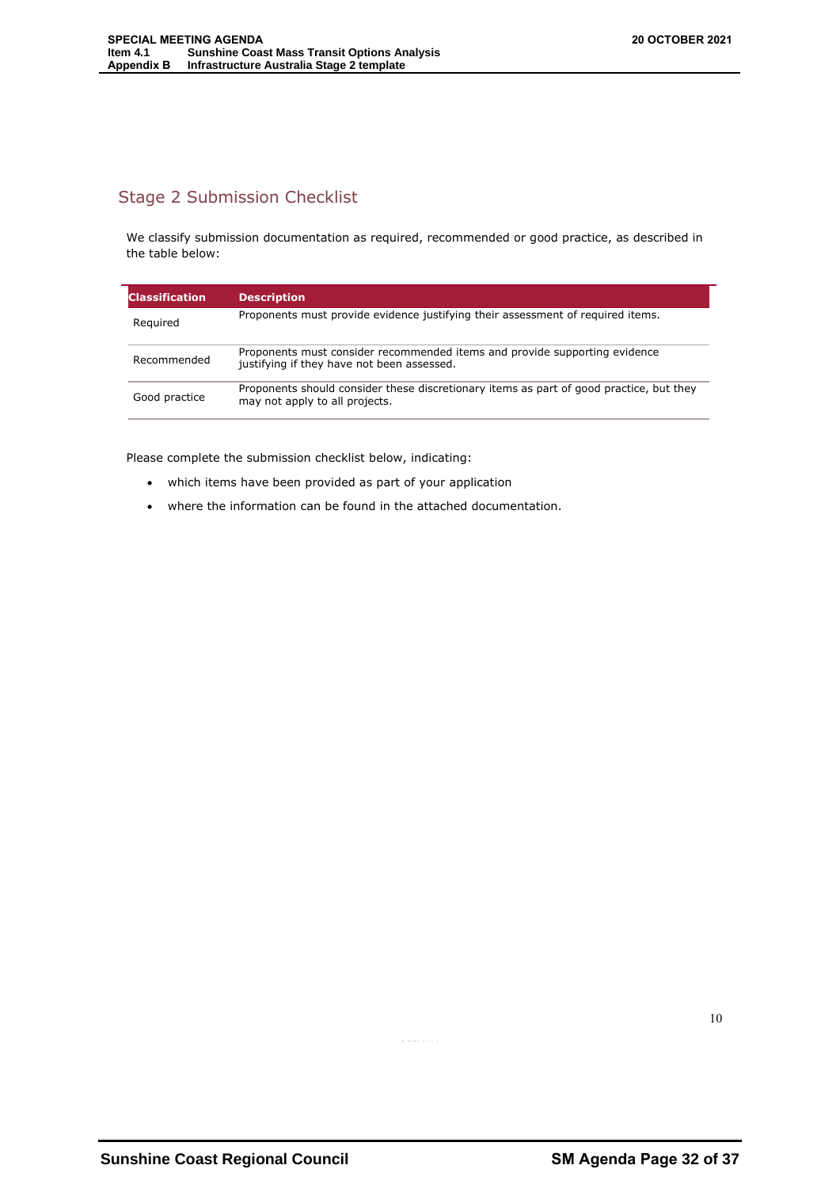## Stage 2 Submission Checklist

We classify submission documentation as required, recommended or good practice, as described in the table below:

| Classification | Description |
|---|---|
| Required | Proponents must provide evidence justifying their assessment of required items. |
| Recommended | Proponents must consider recommended items and provide supporting evidence justifying if they have not been assessed. |
| Good practice | Proponents should consider these discretionary items as part of good practice, but they may not apply to all projects. |

Please complete the submission checklist below, indicating:

- which items have been provided as part of your application
- where the information can be found in the attached documentation.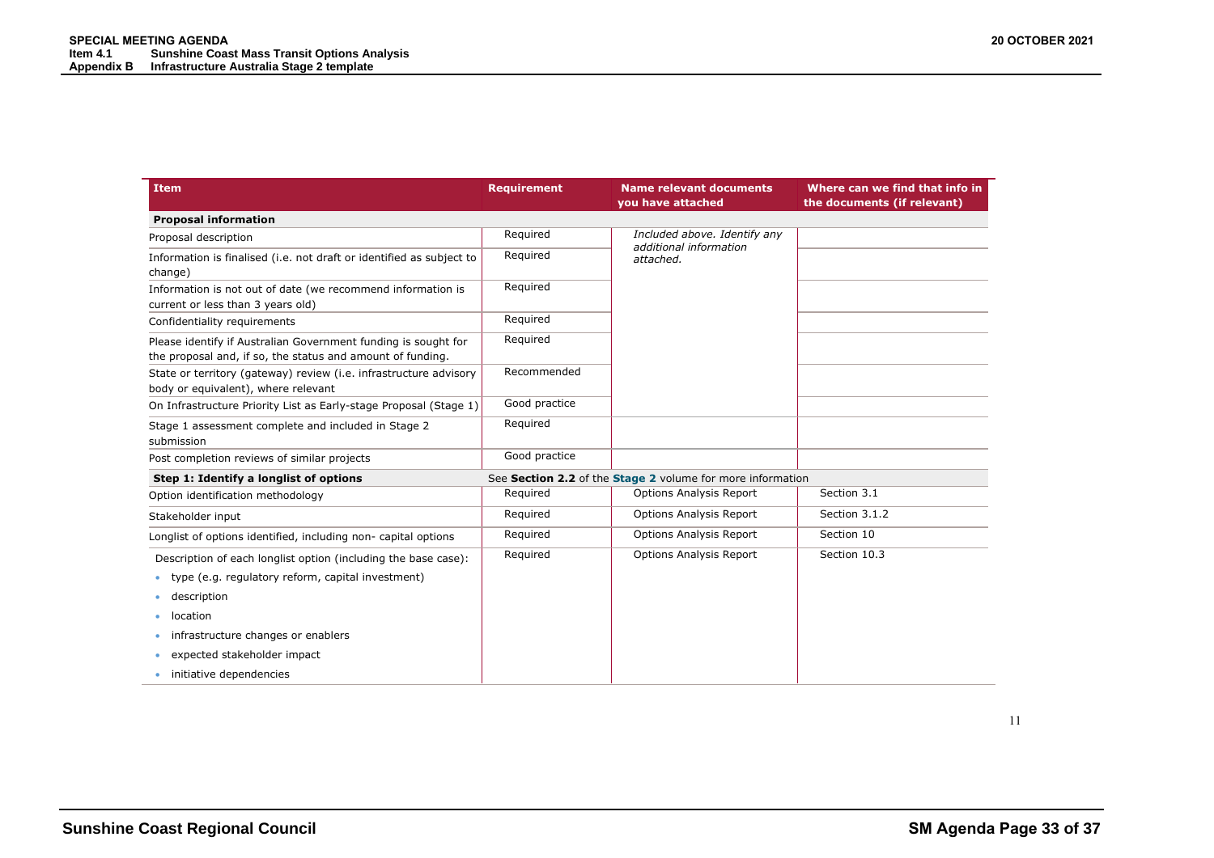| Item | Requirement | Name relevant documents you have attached | Where can we find that info in the documents (if relevant) |
|---|---|---|---|
| **Proposal information** | | | |
| Proposal description | Required | *Included above. Identify any additional information attached.* | |
| Information is finalised (i.e. not draft or identified as subject to change) | Required | | |
| Information is not out of date (we recommend information is current or less than 3 years old) | Required | | |
| Confidentiality requirements | Required | | |
| Please identify if Australian Government funding is sought for the proposal and, if so, the status and amount of funding. | Required | | |
| State or territory (gateway) review (i.e. infrastructure advisory body or equivalent), where relevant | Recommended | | |
| On Infrastructure Priority List as Early-stage Proposal (Stage 1) | Good practice | | |
| Stage 1 assessment complete and included in Stage 2 submission | Required | | |
| Post completion reviews of similar projects | Good practice | | |
| **Step 1: Identify a longlist of options** | See **Section 2.2** of the **Stage 2** volume for more information | | |
| Option identification methodology | Required | Options Analysis Report | Section 3.1 |
| Stakeholder input | Required | Options Analysis Report | Section 3.1.2 |
| Longlist of options identified, including non- capital options | Required | Options Analysis Report | Section 10 |
| Description of each longlist option (including the base case):<br>• type (e.g. regulatory reform, capital investment)<br>• description<br>• location<br>• infrastructure changes or enablers<br>• expected stakeholder impact<br>• initiative dependencies | Required | Options Analysis Report | Section 10.3 |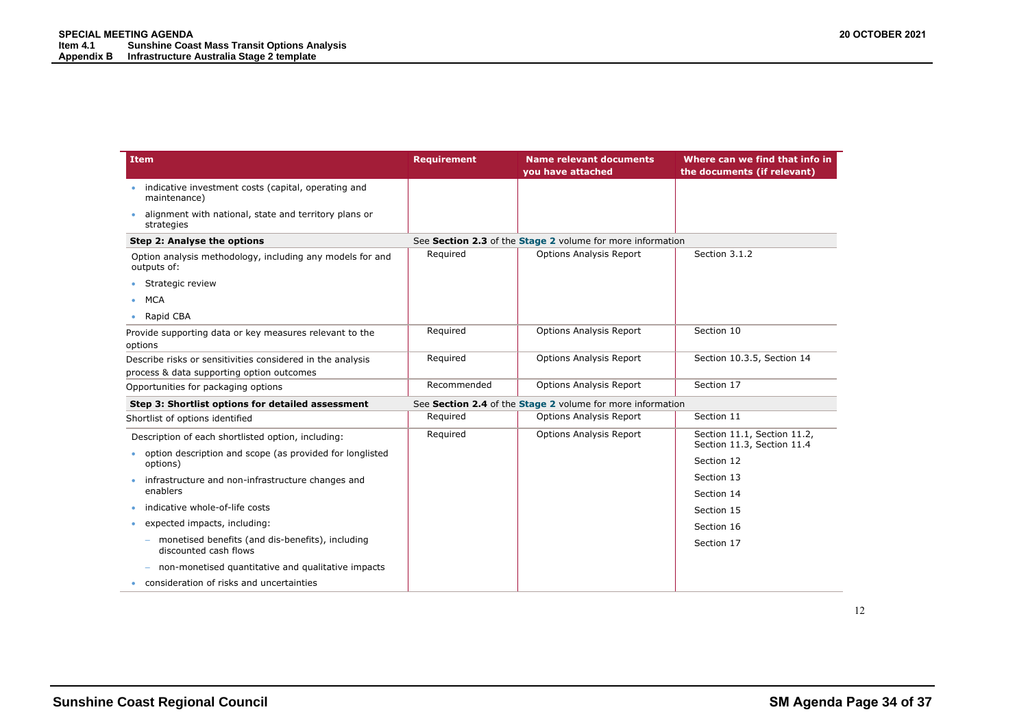| Item | Requirement | Name relevant documents you have attached | Where can we find that info in the documents (if relevant) |
|---|---|---|---|
| • indicative investment costs (capital, operating and maintenance)<br>• alignment with national, state and territory plans or strategies | | | |
| **Step 2: Analyse the options** | See **Section 2.3** of the **Stage 2** volume for more information | | |
| Option analysis methodology, including any models for and outputs of:<br>• Strategic review<br>• MCA<br>• Rapid CBA | Required | Options Analysis Report | Section 3.1.2 |
| Provide supporting data or key measures relevant to the options | Required | Options Analysis Report | Section 10 |
| Describe risks or sensitivities considered in the analysis process & data supporting option outcomes | Required | Options Analysis Report | Section 10.3.5, Section 14 |
| Opportunities for packaging options | Recommended | Options Analysis Report | Section 17 |
| **Step 3: Shortlist options for detailed assessment** | See **Section 2.4** of the **Stage 2** volume for more information | | |
| Shortlist of options identified | Required | Options Analysis Report | Section 11 |
| Description of each shortlisted option, including:<br>• option description and scope (as provided for longlisted options)<br>• infrastructure and non-infrastructure changes and enablers<br>• indicative whole-of-life costs<br>• expected impacts, including:<br>  – monetised benefits (and dis-benefits), including discounted cash flows<br>  – non-monetised quantitative and qualitative impacts<br>• consideration of risks and uncertainties | Required | Options Analysis Report | Section 11.1, Section 11.2, Section 11.3, Section 11.4<br>Section 12<br>Section 13<br>Section 14<br>Section 15<br>Section 16<br>Section 17 |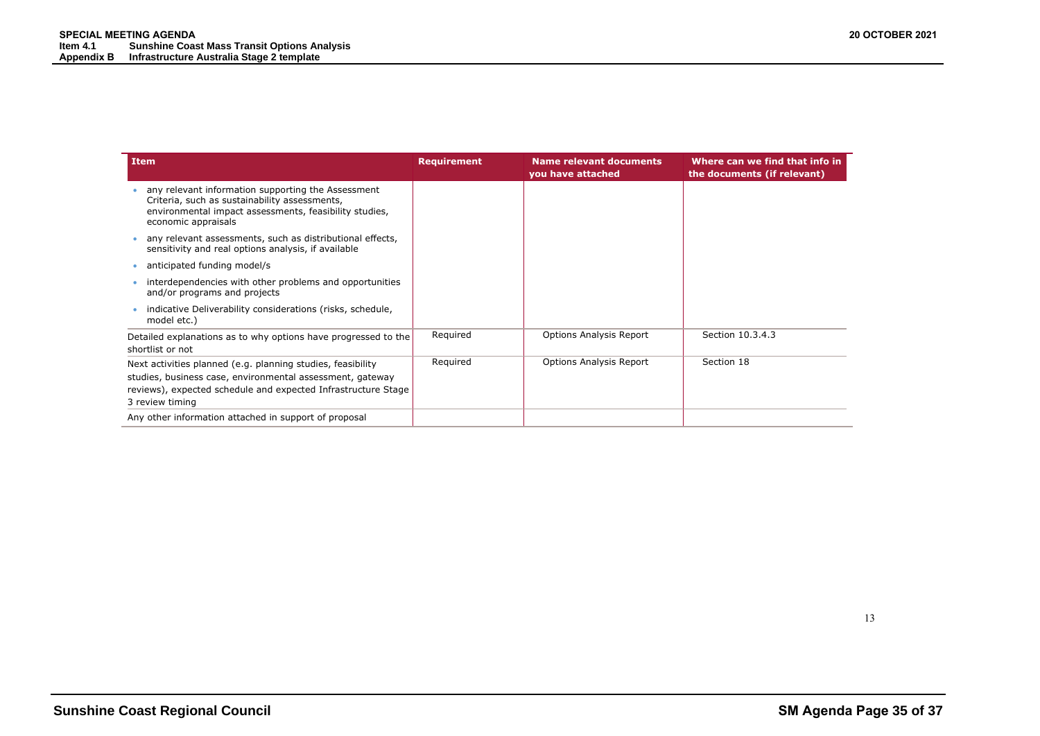| Item | Requirement | Name relevant documents you have attached | Where can we find that info in the documents (if relevant) |
| --- | --- | --- | --- |
| • any relevant information supporting the Assessment Criteria, such as sustainability assessments, environmental impact assessments, feasibility studies, economic appraisals<br>• any relevant assessments, such as distributional effects, sensitivity and real options analysis, if available<br>• anticipated funding model/s<br>• interdependencies with other problems and opportunities and/or programs and projects<br>• indicative Deliverability considerations (risks, schedule, model etc.) | | | |
| Detailed explanations as to why options have progressed to the shortlist or not | Required | Options Analysis Report | Section 10.3.4.3 |
| Next activities planned (e.g. planning studies, feasibility studies, business case, environmental assessment, gateway reviews), expected schedule and expected Infrastructure Stage 3 review timing | Required | Options Analysis Report | Section 18 |
| Any other information attached in support of proposal | | | |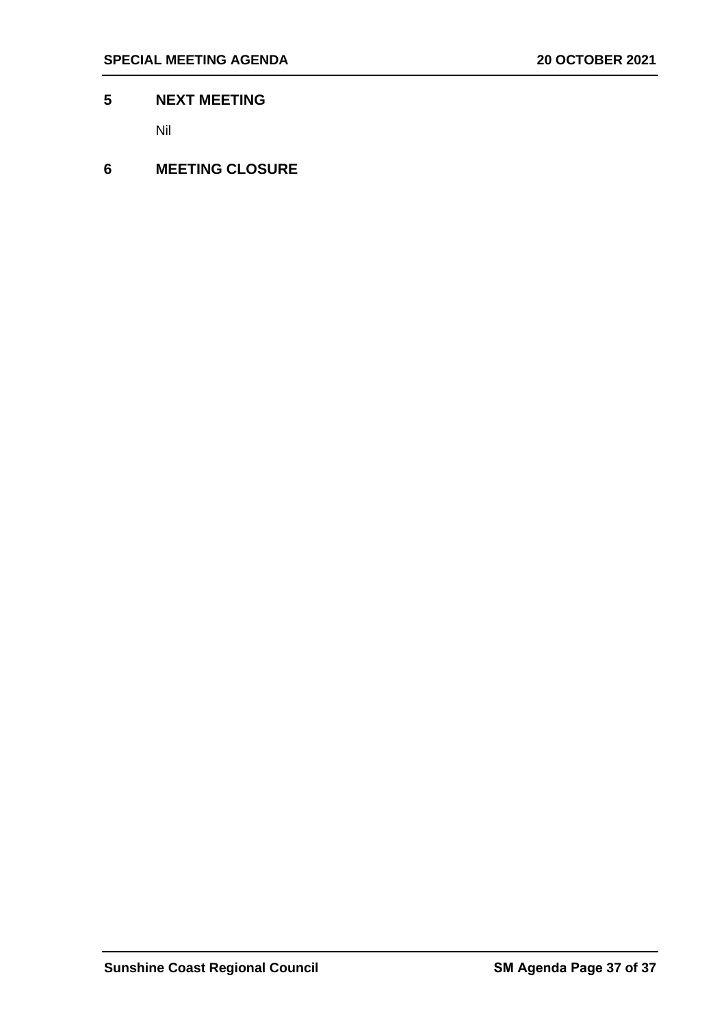## 5 NEXT MEETING

Nil

## 6 MEETING CLOSURE